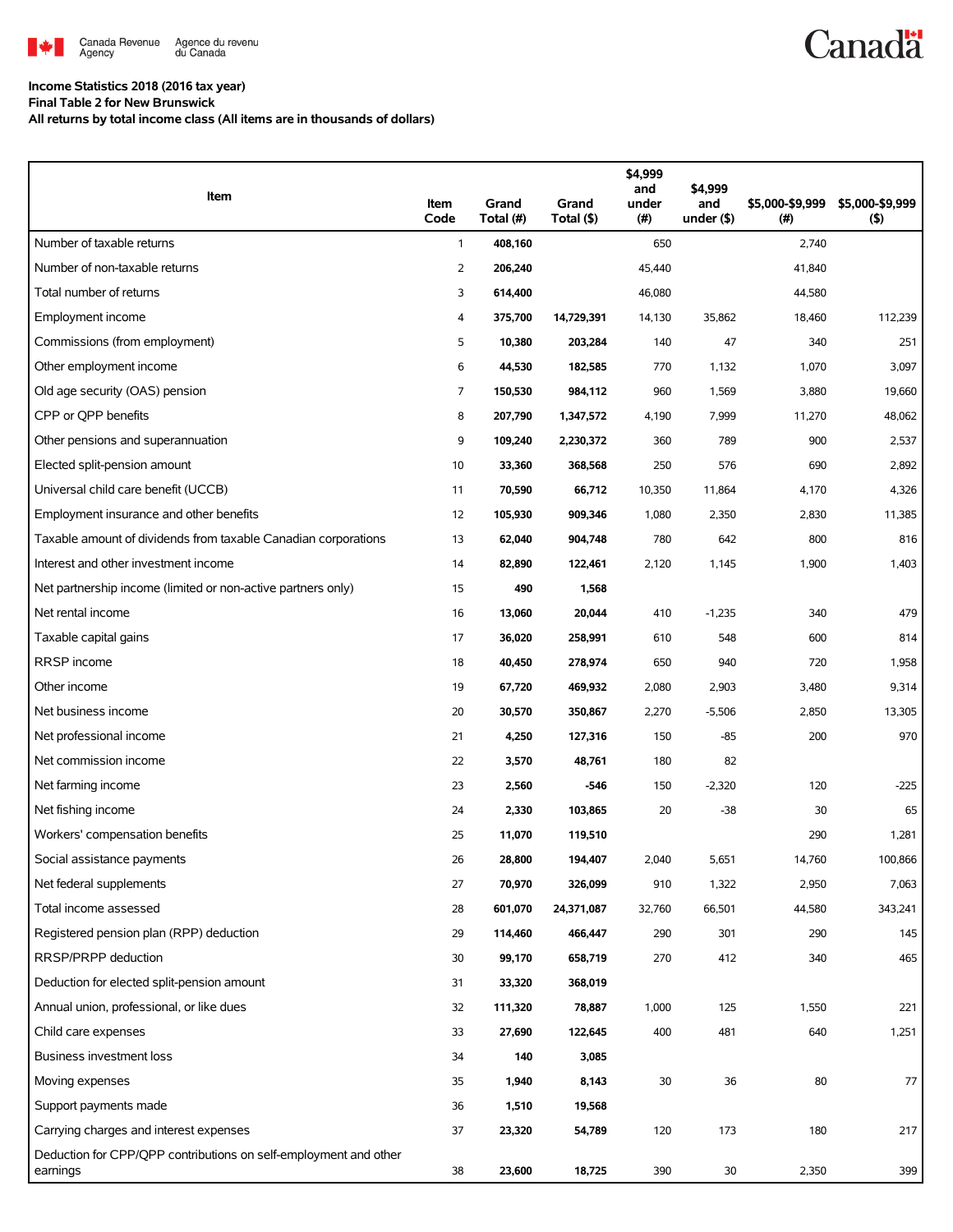Canada Revenue Agency / Agence du revenu du Canada

**Income Statistics 2018 (2016 tax year)**
**Final Table 2 for New Brunswick**
**All returns by total income class (All items are in thousands of dollars)**

| Item | Item Code | Grand Total (#) | Grand Total ($) | $4,999 and under (#) | $4,999 and under ($) | $5,000-$9,999 (#) | $5,000-$9,999 ($) |
|---|---|---|---|---|---|---|---|
| Number of taxable returns | 1 | 408,160 | | 650 | | 2,740 | |
| Number of non-taxable returns | 2 | 206,240 | | 45,440 | | 41,840 | |
| Total number of returns | 3 | 614,400 | | 46,080 | | 44,580 | |
| Employment income | 4 | 375,700 | 14,729,391 | 14,130 | 35,862 | 18,460 | 112,239 |
| Commissions (from employment) | 5 | 10,380 | 203,284 | 140 | 47 | 340 | 251 |
| Other employment income | 6 | 44,530 | 182,585 | 770 | 1,132 | 1,070 | 3,097 |
| Old age security (OAS) pension | 7 | 150,530 | 984,112 | 960 | 1,569 | 3,880 | 19,660 |
| CPP or QPP benefits | 8 | 207,790 | 1,347,572 | 4,190 | 7,999 | 11,270 | 48,062 |
| Other pensions and superannuation | 9 | 109,240 | 2,230,372 | 360 | 789 | 900 | 2,537 |
| Elected split-pension amount | 10 | 33,360 | 368,568 | 250 | 576 | 690 | 2,892 |
| Universal child care benefit (UCCB) | 11 | 70,590 | 66,712 | 10,350 | 11,864 | 4,170 | 4,326 |
| Employment insurance and other benefits | 12 | 105,930 | 909,346 | 1,080 | 2,350 | 2,830 | 11,385 |
| Taxable amount of dividends from taxable Canadian corporations | 13 | 62,040 | 904,748 | 780 | 642 | 800 | 816 |
| Interest and other investment income | 14 | 82,890 | 122,461 | 2,120 | 1,145 | 1,900 | 1,403 |
| Net partnership income (limited or non-active partners only) | 15 | 490 | 1,568 | | | | |
| Net rental income | 16 | 13,060 | 20,044 | 410 | -1,235 | 340 | 479 |
| Taxable capital gains | 17 | 36,020 | 258,991 | 610 | 548 | 600 | 814 |
| RRSP income | 18 | 40,450 | 278,974 | 650 | 940 | 720 | 1,958 |
| Other income | 19 | 67,720 | 469,932 | 2,080 | 2,903 | 3,480 | 9,314 |
| Net business income | 20 | 30,570 | 350,867 | 2,270 | -5,506 | 2,850 | 13,305 |
| Net professional income | 21 | 4,250 | 127,316 | 150 | -85 | 200 | 970 |
| Net commission income | 22 | 3,570 | 48,761 | 180 | 82 | | |
| Net farming income | 23 | 2,560 | -546 | 150 | -2,320 | 120 | -225 |
| Net fishing income | 24 | 2,330 | 103,865 | 20 | -38 | 30 | 65 |
| Workers' compensation benefits | 25 | 11,070 | 119,510 | | | 290 | 1,281 |
| Social assistance payments | 26 | 28,800 | 194,407 | 2,040 | 5,651 | 14,760 | 100,866 |
| Net federal supplements | 27 | 70,970 | 326,099 | 910 | 1,322 | 2,950 | 7,063 |
| Total income assessed | 28 | 601,070 | 24,371,087 | 32,760 | 66,501 | 44,580 | 343,241 |
| Registered pension plan (RPP) deduction | 29 | 114,460 | 466,447 | 290 | 301 | 290 | 145 |
| RRSP/PRPP deduction | 30 | 99,170 | 658,719 | 270 | 412 | 340 | 465 |
| Deduction for elected split-pension amount | 31 | 33,320 | 368,019 | | | | |
| Annual union, professional, or like dues | 32 | 111,320 | 78,887 | 1,000 | 125 | 1,550 | 221 |
| Child care expenses | 33 | 27,690 | 122,645 | 400 | 481 | 640 | 1,251 |
| Business investment loss | 34 | 140 | 3,085 | | | | |
| Moving expenses | 35 | 1,940 | 8,143 | 30 | 36 | 80 | 77 |
| Support payments made | 36 | 1,510 | 19,568 | | | | |
| Carrying charges and interest expenses | 37 | 23,320 | 54,789 | 120 | 173 | 180 | 217 |
| Deduction for CPP/QPP contributions on self-employment and other earnings | 38 | 23,600 | 18,725 | 390 | 30 | 2,350 | 399 |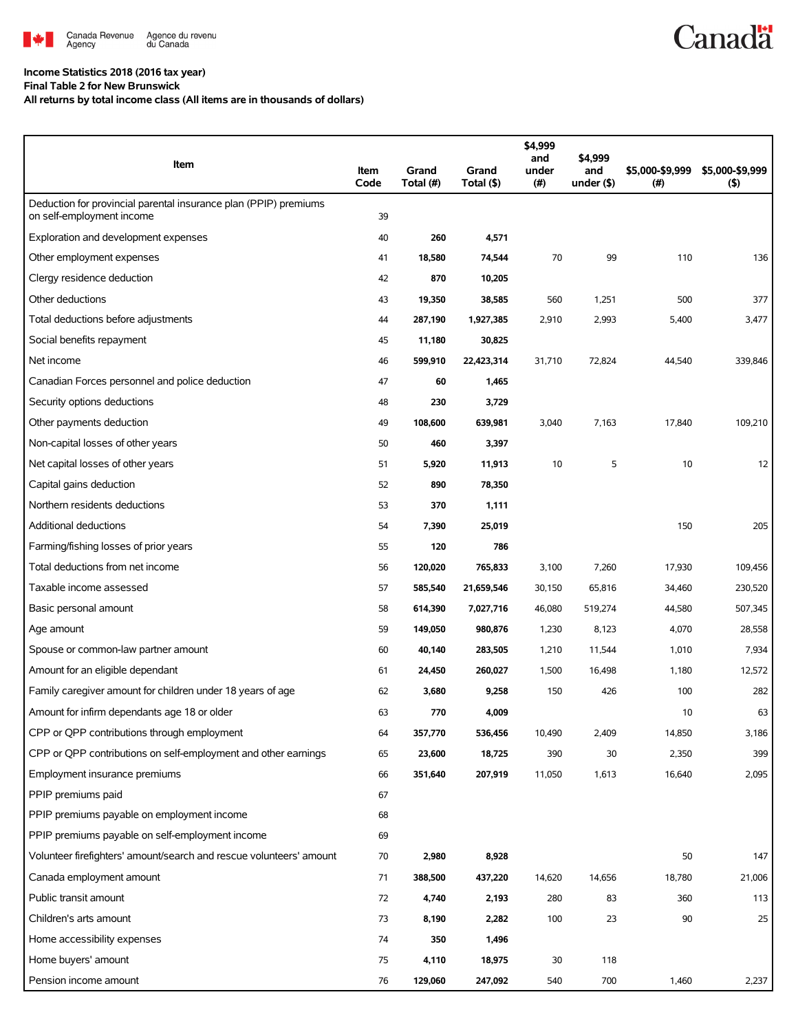**Income Statistics 2018 (2016 tax year)**
**Final Table 2 for New Brunswick**
**All returns by total income class (All items are in thousands of dollars)**

| Item | Item Code | Grand Total (#) | Grand Total ($) | $4,999 and under (#) | $4,999 and under ($) | $5,000-$9,999 (#) | $5,000-$9,999 ($) |
|---|---|---|---|---|---|---|---|
| Deduction for provincial parental insurance plan (PPIP) premiums on self-employment income | 39 | | | | | | |
| Exploration and development expenses | 40 | 260 | 4,571 | | | | |
| Other employment expenses | 41 | 18,580 | 74,544 | 70 | 99 | 110 | 136 |
| Clergy residence deduction | 42 | 870 | 10,205 | | | | |
| Other deductions | 43 | 19,350 | 38,585 | 560 | 1,251 | 500 | 377 |
| Total deductions before adjustments | 44 | 287,190 | 1,927,385 | 2,910 | 2,993 | 5,400 | 3,477 |
| Social benefits repayment | 45 | 11,180 | 30,825 | | | | |
| Net income | 46 | 599,910 | 22,423,314 | 31,710 | 72,824 | 44,540 | 339,846 |
| Canadian Forces personnel and police deduction | 47 | 60 | 1,465 | | | | |
| Security options deductions | 48 | 230 | 3,729 | | | | |
| Other payments deduction | 49 | 108,600 | 639,981 | 3,040 | 7,163 | 17,840 | 109,210 |
| Non-capital losses of other years | 50 | 460 | 3,397 | | | | |
| Net capital losses of other years | 51 | 5,920 | 11,913 | 10 | 5 | 10 | 12 |
| Capital gains deduction | 52 | 890 | 78,350 | | | | |
| Northern residents deductions | 53 | 370 | 1,111 | | | | |
| Additional deductions | 54 | 7,390 | 25,019 | | | 150 | 205 |
| Farming/fishing losses of prior years | 55 | 120 | 786 | | | | |
| Total deductions from net income | 56 | 120,020 | 765,833 | 3,100 | 7,260 | 17,930 | 109,456 |
| Taxable income assessed | 57 | 585,540 | 21,659,546 | 30,150 | 65,816 | 34,460 | 230,520 |
| Basic personal amount | 58 | 614,390 | 7,027,716 | 46,080 | 519,274 | 44,580 | 507,345 |
| Age amount | 59 | 149,050 | 980,876 | 1,230 | 8,123 | 4,070 | 28,558 |
| Spouse or common-law partner amount | 60 | 40,140 | 283,505 | 1,210 | 11,544 | 1,010 | 7,934 |
| Amount for an eligible dependant | 61 | 24,450 | 260,027 | 1,500 | 16,498 | 1,180 | 12,572 |
| Family caregiver amount for children under 18 years of age | 62 | 3,680 | 9,258 | 150 | 426 | 100 | 282 |
| Amount for infirm dependants age 18 or older | 63 | 770 | 4,009 | | | 10 | 63 |
| CPP or QPP contributions through employment | 64 | 357,770 | 536,456 | 10,490 | 2,409 | 14,850 | 3,186 |
| CPP or QPP contributions on self-employment and other earnings | 65 | 23,600 | 18,725 | 390 | 30 | 2,350 | 399 |
| Employment insurance premiums | 66 | 351,640 | 207,919 | 11,050 | 1,613 | 16,640 | 2,095 |
| PPIP premiums paid | 67 | | | | | | |
| PPIP premiums payable on employment income | 68 | | | | | | |
| PPIP premiums payable on self-employment income | 69 | | | | | | |
| Volunteer firefighters' amount/search and rescue volunteers' amount | 70 | 2,980 | 8,928 | | | 50 | 147 |
| Canada employment amount | 71 | 388,500 | 437,220 | 14,620 | 14,656 | 18,780 | 21,006 |
| Public transit amount | 72 | 4,740 | 2,193 | 280 | 83 | 360 | 113 |
| Children's arts amount | 73 | 8,190 | 2,282 | 100 | 23 | 90 | 25 |
| Home accessibility expenses | 74 | 350 | 1,496 | | | | |
| Home buyers' amount | 75 | 4,110 | 18,975 | 30 | 118 | | |
| Pension income amount | 76 | 129,060 | 247,092 | 540 | 700 | 1,460 | 2,237 |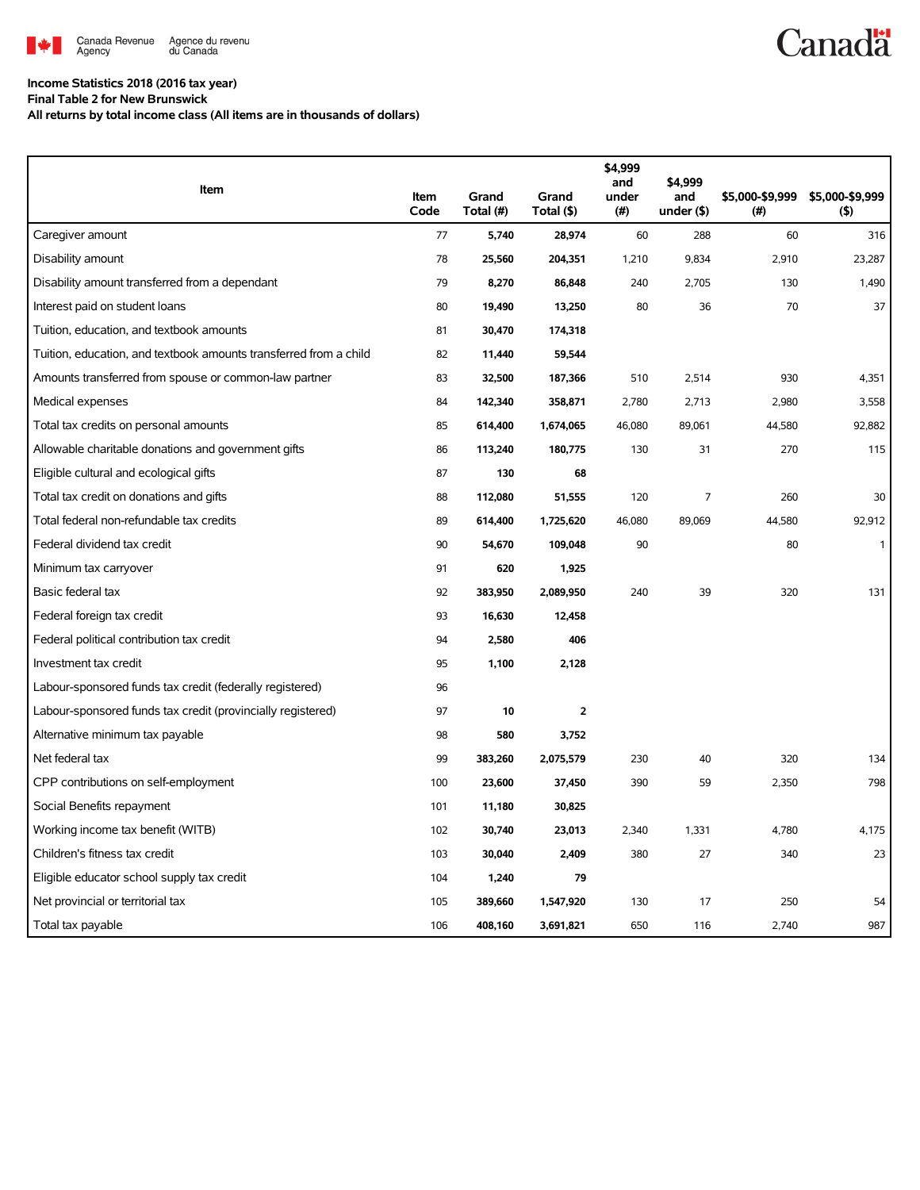**Income Statistics 2018 (2016 tax year)**
**Final Table 2 for New Brunswick**
**All returns by total income class (All items are in thousands of dollars)**

| Item | Item Code | Grand Total (#) | Grand Total ($) | $4,999 and under (#) | $4,999 and under ($) | $5,000-$9,999 (#) | $5,000-$9,999 ($) |
|---|---|---|---|---|---|---|---|
| Caregiver amount | 77 | **5,740** | **28,974** | 60 | 288 | 60 | 316 |
| Disability amount | 78 | **25,560** | **204,351** | 1,210 | 9,834 | 2,910 | 23,287 |
| Disability amount transferred from a dependant | 79 | **8,270** | **86,848** | 240 | 2,705 | 130 | 1,490 |
| Interest paid on student loans | 80 | **19,490** | **13,250** | 80 | 36 | 70 | 37 |
| Tuition, education, and textbook amounts | 81 | **30,470** | **174,318** | | | | |
| Tuition, education, and textbook amounts transferred from a child | 82 | **11,440** | **59,544** | | | | |
| Amounts transferred from spouse or common-law partner | 83 | **32,500** | **187,366** | 510 | 2,514 | 930 | 4,351 |
| Medical expenses | 84 | **142,340** | **358,871** | 2,780 | 2,713 | 2,980 | 3,558 |
| Total tax credits on personal amounts | 85 | **614,400** | **1,674,065** | 46,080 | 89,061 | 44,580 | 92,882 |
| Allowable charitable donations and government gifts | 86 | **113,240** | **180,775** | 130 | 31 | 270 | 115 |
| Eligible cultural and ecological gifts | 87 | **130** | **68** | | | | |
| Total tax credit on donations and gifts | 88 | **112,080** | **51,555** | 120 | 7 | 260 | 30 |
| Total federal non-refundable tax credits | 89 | **614,400** | **1,725,620** | 46,080 | 89,069 | 44,580 | 92,912 |
| Federal dividend tax credit | 90 | **54,670** | **109,048** | 90 | | 80 | 1 |
| Minimum tax carryover | 91 | **620** | **1,925** | | | | |
| Basic federal tax | 92 | **383,950** | **2,089,950** | 240 | 39 | 320 | 131 |
| Federal foreign tax credit | 93 | **16,630** | **12,458** | | | | |
| Federal political contribution tax credit | 94 | **2,580** | **406** | | | | |
| Investment tax credit | 95 | **1,100** | **2,128** | | | | |
| Labour-sponsored funds tax credit (federally registered) | 96 | | | | | | |
| Labour-sponsored funds tax credit (provincially registered) | 97 | **10** | **2** | | | | |
| Alternative minimum tax payable | 98 | **580** | **3,752** | | | | |
| Net federal tax | 99 | **383,260** | **2,075,579** | 230 | 40 | 320 | 134 |
| CPP contributions on self-employment | 100 | **23,600** | **37,450** | 390 | 59 | 2,350 | 798 |
| Social Benefits repayment | 101 | **11,180** | **30,825** | | | | |
| Working income tax benefit (WITB) | 102 | **30,740** | **23,013** | 2,340 | 1,331 | 4,780 | 4,175 |
| Children's fitness tax credit | 103 | **30,040** | **2,409** | 380 | 27 | 340 | 23 |
| Eligible educator school supply tax credit | 104 | **1,240** | **79** | | | | |
| Net provincial or territorial tax | 105 | **389,660** | **1,547,920** | 130 | 17 | 250 | 54 |
| Total tax payable | 106 | **408,160** | **3,691,821** | 650 | 116 | 2,740 | 987 |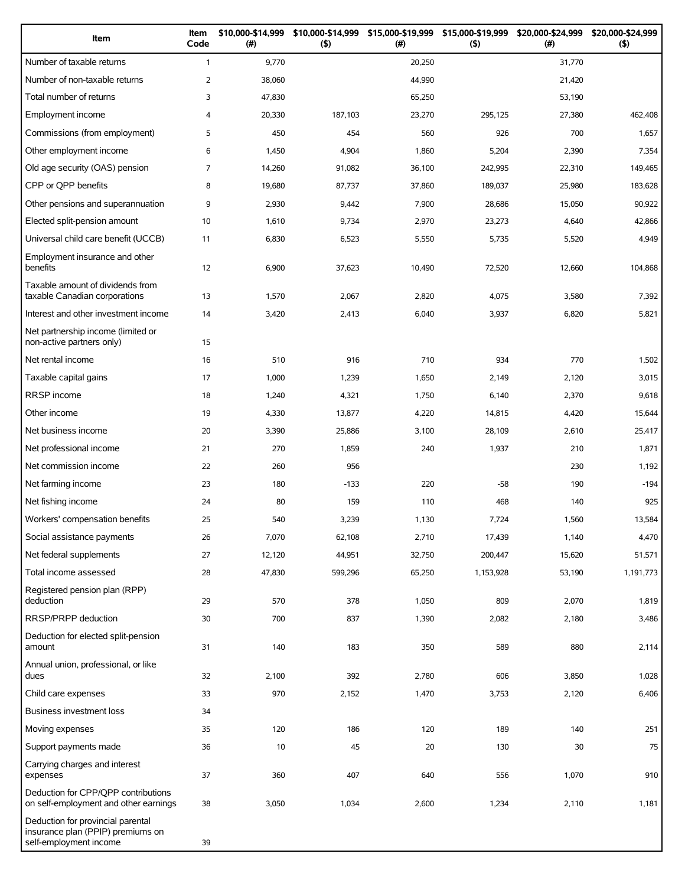| Item | Item Code | $10,000-$14,999 (#) | $10,000-$14,999 ($) | $15,000-$19,999 (#) | $15,000-$19,999 ($) | $20,000-$24,999 (#) | $20,000-$24,999 ($) |
|---|---|---|---|---|---|---|---|
| Number of taxable returns | 1 | 9,770 | | 20,250 | | 31,770 | |
| Number of non-taxable returns | 2 | 38,060 | | 44,990 | | 21,420 | |
| Total number of returns | 3 | 47,830 | | 65,250 | | 53,190 | |
| Employment income | 4 | 20,330 | 187,103 | 23,270 | 295,125 | 27,380 | 462,408 |
| Commissions (from employment) | 5 | 450 | 454 | 560 | 926 | 700 | 1,657 |
| Other employment income | 6 | 1,450 | 4,904 | 1,860 | 5,204 | 2,390 | 7,354 |
| Old age security (OAS) pension | 7 | 14,260 | 91,082 | 36,100 | 242,995 | 22,310 | 149,465 |
| CPP or QPP benefits | 8 | 19,680 | 87,737 | 37,860 | 189,037 | 25,980 | 183,628 |
| Other pensions and superannuation | 9 | 2,930 | 9,442 | 7,900 | 28,686 | 15,050 | 90,922 |
| Elected split-pension amount | 10 | 1,610 | 9,734 | 2,970 | 23,273 | 4,640 | 42,866 |
| Universal child care benefit (UCCB) | 11 | 6,830 | 6,523 | 5,550 | 5,735 | 5,520 | 4,949 |
| Employment insurance and other benefits | 12 | 6,900 | 37,623 | 10,490 | 72,520 | 12,660 | 104,868 |
| Taxable amount of dividends from taxable Canadian corporations | 13 | 1,570 | 2,067 | 2,820 | 4,075 | 3,580 | 7,392 |
| Interest and other investment income | 14 | 3,420 | 2,413 | 6,040 | 3,937 | 6,820 | 5,821 |
| Net partnership income (limited or non-active partners only) | 15 | | | | | | |
| Net rental income | 16 | 510 | 916 | 710 | 934 | 770 | 1,502 |
| Taxable capital gains | 17 | 1,000 | 1,239 | 1,650 | 2,149 | 2,120 | 3,015 |
| RRSP income | 18 | 1,240 | 4,321 | 1,750 | 6,140 | 2,370 | 9,618 |
| Other income | 19 | 4,330 | 13,877 | 4,220 | 14,815 | 4,420 | 15,644 |
| Net business income | 20 | 3,390 | 25,886 | 3,100 | 28,109 | 2,610 | 25,417 |
| Net professional income | 21 | 270 | 1,859 | 240 | 1,937 | 210 | 1,871 |
| Net commission income | 22 | 260 | 956 | | | 230 | 1,192 |
| Net farming income | 23 | 180 | -133 | 220 | -58 | 190 | -194 |
| Net fishing income | 24 | 80 | 159 | 110 | 468 | 140 | 925 |
| Workers' compensation benefits | 25 | 540 | 3,239 | 1,130 | 7,724 | 1,560 | 13,584 |
| Social assistance payments | 26 | 7,070 | 62,108 | 2,710 | 17,439 | 1,140 | 4,470 |
| Net federal supplements | 27 | 12,120 | 44,951 | 32,750 | 200,447 | 15,620 | 51,571 |
| Total income assessed | 28 | 47,830 | 599,296 | 65,250 | 1,153,928 | 53,190 | 1,191,773 |
| Registered pension plan (RPP) deduction | 29 | 570 | 378 | 1,050 | 809 | 2,070 | 1,819 |
| RRSP/PRPP deduction | 30 | 700 | 837 | 1,390 | 2,082 | 2,180 | 3,486 |
| Deduction for elected split-pension amount | 31 | 140 | 183 | 350 | 589 | 880 | 2,114 |
| Annual union, professional, or like dues | 32 | 2,100 | 392 | 2,780 | 606 | 3,850 | 1,028 |
| Child care expenses | 33 | 970 | 2,152 | 1,470 | 3,753 | 2,120 | 6,406 |
| Business investment loss | 34 | | | | | | |
| Moving expenses | 35 | 120 | 186 | 120 | 189 | 140 | 251 |
| Support payments made | 36 | 10 | 45 | 20 | 130 | 30 | 75 |
| Carrying charges and interest expenses | 37 | 360 | 407 | 640 | 556 | 1,070 | 910 |
| Deduction for CPP/QPP contributions on self-employment and other earnings | 38 | 3,050 | 1,034 | 2,600 | 1,234 | 2,110 | 1,181 |
| Deduction for provincial parental insurance plan (PPIP) premiums on self-employment income | 39 | | | | | | |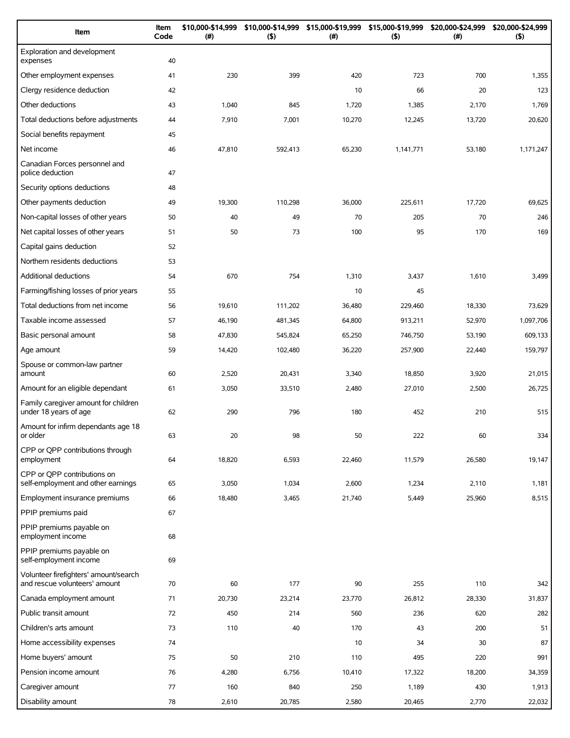| Item | Item Code | $10,000-$14,999 (#) | $10,000-$14,999 ($) | $15,000-$19,999 (#) | $15,000-$19,999 ($) | $20,000-$24,999 (#) | $20,000-$24,999 ($) |
|---|---|---|---|---|---|---|---|
| Exploration and development expenses | 40 | | | | | | |
| Other employment expenses | 41 | 230 | 399 | 420 | 723 | 700 | 1,355 |
| Clergy residence deduction | 42 | | | 10 | 66 | 20 | 123 |
| Other deductions | 43 | 1,040 | 845 | 1,720 | 1,385 | 2,170 | 1,769 |
| Total deductions before adjustments | 44 | 7,910 | 7,001 | 10,270 | 12,245 | 13,720 | 20,620 |
| Social benefits repayment | 45 | | | | | | |
| Net income | 46 | 47,810 | 592,413 | 65,230 | 1,141,771 | 53,180 | 1,171,247 |
| Canadian Forces personnel and police deduction | 47 | | | | | | |
| Security options deductions | 48 | | | | | | |
| Other payments deduction | 49 | 19,300 | 110,298 | 36,000 | 225,611 | 17,720 | 69,625 |
| Non-capital losses of other years | 50 | 40 | 49 | 70 | 205 | 70 | 246 |
| Net capital losses of other years | 51 | 50 | 73 | 100 | 95 | 170 | 169 |
| Capital gains deduction | 52 | | | | | | |
| Northern residents deductions | 53 | | | | | | |
| Additional deductions | 54 | 670 | 754 | 1,310 | 3,437 | 1,610 | 3,499 |
| Farming/fishing losses of prior years | 55 | | | 10 | 45 | | |
| Total deductions from net income | 56 | 19,610 | 111,202 | 36,480 | 229,460 | 18,330 | 73,629 |
| Taxable income assessed | 57 | 46,190 | 481,345 | 64,800 | 913,211 | 52,970 | 1,097,706 |
| Basic personal amount | 58 | 47,830 | 545,824 | 65,250 | 746,750 | 53,190 | 609,133 |
| Age amount | 59 | 14,420 | 102,480 | 36,220 | 257,900 | 22,440 | 159,797 |
| Spouse or common-law partner amount | 60 | 2,520 | 20,431 | 3,340 | 18,850 | 3,920 | 21,015 |
| Amount for an eligible dependant | 61 | 3,050 | 33,510 | 2,480 | 27,010 | 2,500 | 26,725 |
| Family caregiver amount for children under 18 years of age | 62 | 290 | 796 | 180 | 452 | 210 | 515 |
| Amount for infirm dependants age 18 or older | 63 | 20 | 98 | 50 | 222 | 60 | 334 |
| CPP or QPP contributions through employment | 64 | 18,820 | 6,593 | 22,460 | 11,579 | 26,580 | 19,147 |
| CPP or QPP contributions on self-employment and other earnings | 65 | 3,050 | 1,034 | 2,600 | 1,234 | 2,110 | 1,181 |
| Employment insurance premiums | 66 | 18,480 | 3,465 | 21,740 | 5,449 | 25,960 | 8,515 |
| PPIP premiums paid | 67 | | | | | | |
| PPIP premiums payable on employment income | 68 | | | | | | |
| PPIP premiums payable on self-employment income | 69 | | | | | | |
| Volunteer firefighters' amount/search and rescue volunteers' amount | 70 | 60 | 177 | 90 | 255 | 110 | 342 |
| Canada employment amount | 71 | 20,730 | 23,214 | 23,770 | 26,812 | 28,330 | 31,837 |
| Public transit amount | 72 | 450 | 214 | 560 | 236 | 620 | 282 |
| Children's arts amount | 73 | 110 | 40 | 170 | 43 | 200 | 51 |
| Home accessibility expenses | 74 | | | 10 | 34 | 30 | 87 |
| Home buyers' amount | 75 | 50 | 210 | 110 | 495 | 220 | 991 |
| Pension income amount | 76 | 4,280 | 6,756 | 10,410 | 17,322 | 18,200 | 34,359 |
| Caregiver amount | 77 | 160 | 840 | 250 | 1,189 | 430 | 1,913 |
| Disability amount | 78 | 2,610 | 20,785 | 2,580 | 20,465 | 2,770 | 22,032 |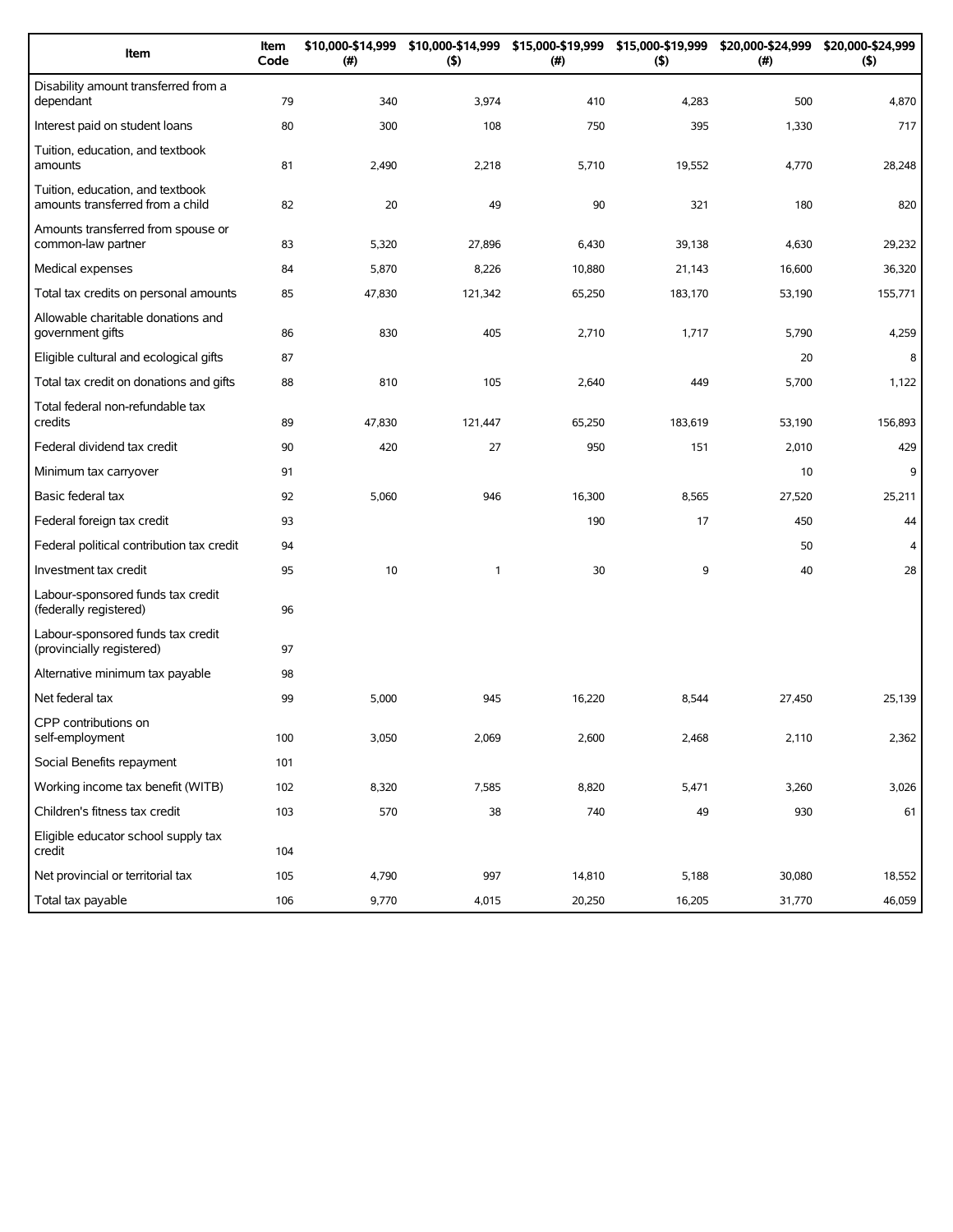| Item | Item Code | $10,000-$14,999 (#) | $10,000-$14,999 ($) | $15,000-$19,999 (#) | $15,000-$19,999 ($) | $20,000-$24,999 (#) | $20,000-$24,999 ($) |
|---|---|---|---|---|---|---|---|
| Disability amount transferred from a dependant | 79 | 340 | 3,974 | 410 | 4,283 | 500 | 4,870 |
| Interest paid on student loans | 80 | 300 | 108 | 750 | 395 | 1,330 | 717 |
| Tuition, education, and textbook amounts | 81 | 2,490 | 2,218 | 5,710 | 19,552 | 4,770 | 28,248 |
| Tuition, education, and textbook amounts transferred from a child | 82 | 20 | 49 | 90 | 321 | 180 | 820 |
| Amounts transferred from spouse or common-law partner | 83 | 5,320 | 27,896 | 6,430 | 39,138 | 4,630 | 29,232 |
| Medical expenses | 84 | 5,870 | 8,226 | 10,880 | 21,143 | 16,600 | 36,320 |
| Total tax credits on personal amounts | 85 | 47,830 | 121,342 | 65,250 | 183,170 | 53,190 | 155,771 |
| Allowable charitable donations and government gifts | 86 | 830 | 405 | 2,710 | 1,717 | 5,790 | 4,259 |
| Eligible cultural and ecological gifts | 87 | | | | | 20 | 8 |
| Total tax credit on donations and gifts | 88 | 810 | 105 | 2,640 | 449 | 5,700 | 1,122 |
| Total federal non-refundable tax credits | 89 | 47,830 | 121,447 | 65,250 | 183,619 | 53,190 | 156,893 |
| Federal dividend tax credit | 90 | 420 | 27 | 950 | 151 | 2,010 | 429 |
| Minimum tax carryover | 91 | | | | | 10 | 9 |
| Basic federal tax | 92 | 5,060 | 946 | 16,300 | 8,565 | 27,520 | 25,211 |
| Federal foreign tax credit | 93 | | | 190 | 17 | 450 | 44 |
| Federal political contribution tax credit | 94 | | | | | 50 | 4 |
| Investment tax credit | 95 | 10 | 1 | 30 | 9 | 40 | 28 |
| Labour-sponsored funds tax credit (federally registered) | 96 | | | | | | |
| Labour-sponsored funds tax credit (provincially registered) | 97 | | | | | | |
| Alternative minimum tax payable | 98 | | | | | | |
| Net federal tax | 99 | 5,000 | 945 | 16,220 | 8,544 | 27,450 | 25,139 |
| CPP contributions on self-employment | 100 | 3,050 | 2,069 | 2,600 | 2,468 | 2,110 | 2,362 |
| Social Benefits repayment | 101 | | | | | | |
| Working income tax benefit (WITB) | 102 | 8,320 | 7,585 | 8,820 | 5,471 | 3,260 | 3,026 |
| Children's fitness tax credit | 103 | 570 | 38 | 740 | 49 | 930 | 61 |
| Eligible educator school supply tax credit | 104 | | | | | | |
| Net provincial or territorial tax | 105 | 4,790 | 997 | 14,810 | 5,188 | 30,080 | 18,552 |
| Total tax payable | 106 | 9,770 | 4,015 | 20,250 | 16,205 | 31,770 | 46,059 |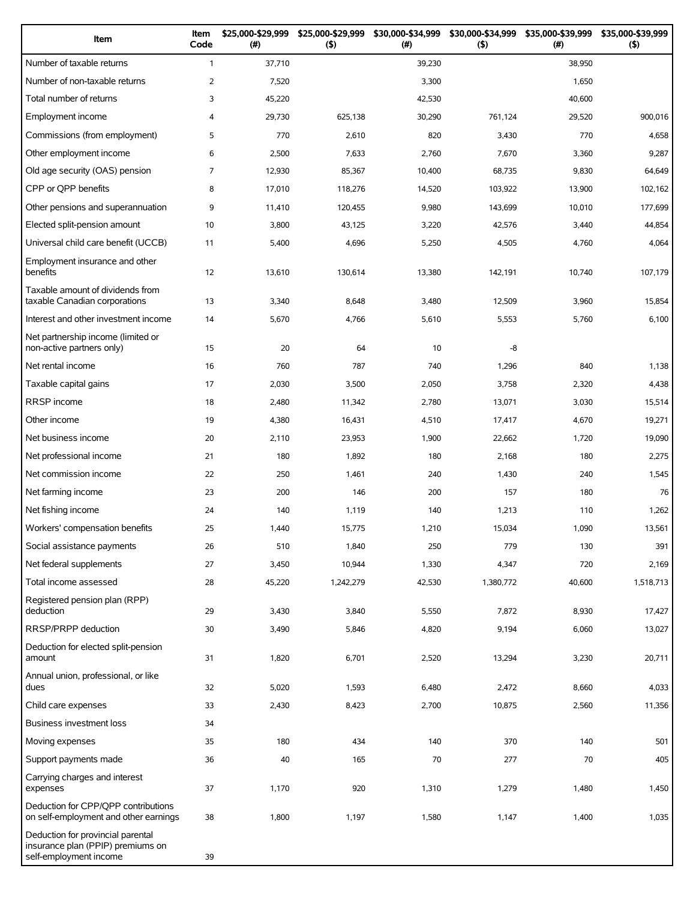| Item | Item Code | $25,000-$29,999 (#) | $25,000-$29,999 ($) | $30,000-$34,999 (#) | $30,000-$34,999 ($) | $35,000-$39,999 (#) | $35,000-$39,999 ($) |
|---|---|---|---|---|---|---|---|
| Number of taxable returns | 1 | 37,710 | | 39,230 | | 38,950 | |
| Number of non-taxable returns | 2 | 7,520 | | 3,300 | | 1,650 | |
| Total number of returns | 3 | 45,220 | | 42,530 | | 40,600 | |
| Employment income | 4 | 29,730 | 625,138 | 30,290 | 761,124 | 29,520 | 900,016 |
| Commissions (from employment) | 5 | 770 | 2,610 | 820 | 3,430 | 770 | 4,658 |
| Other employment income | 6 | 2,500 | 7,633 | 2,760 | 7,670 | 3,360 | 9,287 |
| Old age security (OAS) pension | 7 | 12,930 | 85,367 | 10,400 | 68,735 | 9,830 | 64,649 |
| CPP or QPP benefits | 8 | 17,010 | 118,276 | 14,520 | 103,922 | 13,900 | 102,162 |
| Other pensions and superannuation | 9 | 11,410 | 120,455 | 9,980 | 143,699 | 10,010 | 177,699 |
| Elected split-pension amount | 10 | 3,800 | 43,125 | 3,220 | 42,576 | 3,440 | 44,854 |
| Universal child care benefit (UCCB) | 11 | 5,400 | 4,696 | 5,250 | 4,505 | 4,760 | 4,064 |
| Employment insurance and other benefits | 12 | 13,610 | 130,614 | 13,380 | 142,191 | 10,740 | 107,179 |
| Taxable amount of dividends from taxable Canadian corporations | 13 | 3,340 | 8,648 | 3,480 | 12,509 | 3,960 | 15,854 |
| Interest and other investment income | 14 | 5,670 | 4,766 | 5,610 | 5,553 | 5,760 | 6,100 |
| Net partnership income (limited or non-active partners only) | 15 | 20 | 64 | 10 | -8 | | |
| Net rental income | 16 | 760 | 787 | 740 | 1,296 | 840 | 1,138 |
| Taxable capital gains | 17 | 2,030 | 3,500 | 2,050 | 3,758 | 2,320 | 4,438 |
| RRSP income | 18 | 2,480 | 11,342 | 2,780 | 13,071 | 3,030 | 15,514 |
| Other income | 19 | 4,380 | 16,431 | 4,510 | 17,417 | 4,670 | 19,271 |
| Net business income | 20 | 2,110 | 23,953 | 1,900 | 22,662 | 1,720 | 19,090 |
| Net professional income | 21 | 180 | 1,892 | 180 | 2,168 | 180 | 2,275 |
| Net commission income | 22 | 250 | 1,461 | 240 | 1,430 | 240 | 1,545 |
| Net farming income | 23 | 200 | 146 | 200 | 157 | 180 | 76 |
| Net fishing income | 24 | 140 | 1,119 | 140 | 1,213 | 110 | 1,262 |
| Workers' compensation benefits | 25 | 1,440 | 15,775 | 1,210 | 15,034 | 1,090 | 13,561 |
| Social assistance payments | 26 | 510 | 1,840 | 250 | 779 | 130 | 391 |
| Net federal supplements | 27 | 3,450 | 10,944 | 1,330 | 4,347 | 720 | 2,169 |
| Total income assessed | 28 | 45,220 | 1,242,279 | 42,530 | 1,380,772 | 40,600 | 1,518,713 |
| Registered pension plan (RPP) deduction | 29 | 3,430 | 3,840 | 5,550 | 7,872 | 8,930 | 17,427 |
| RRSP/PRPP deduction | 30 | 3,490 | 5,846 | 4,820 | 9,194 | 6,060 | 13,027 |
| Deduction for elected split-pension amount | 31 | 1,820 | 6,701 | 2,520 | 13,294 | 3,230 | 20,711 |
| Annual union, professional, or like dues | 32 | 5,020 | 1,593 | 6,480 | 2,472 | 8,660 | 4,033 |
| Child care expenses | 33 | 2,430 | 8,423 | 2,700 | 10,875 | 2,560 | 11,356 |
| Business investment loss | 34 | | | | | | |
| Moving expenses | 35 | 180 | 434 | 140 | 370 | 140 | 501 |
| Support payments made | 36 | 40 | 165 | 70 | 277 | 70 | 405 |
| Carrying charges and interest expenses | 37 | 1,170 | 920 | 1,310 | 1,279 | 1,480 | 1,450 |
| Deduction for CPP/QPP contributions on self-employment and other earnings | 38 | 1,800 | 1,197 | 1,580 | 1,147 | 1,400 | 1,035 |
| Deduction for provincial parental insurance plan (PPIP) premiums on self-employment income | 39 | | | | | | |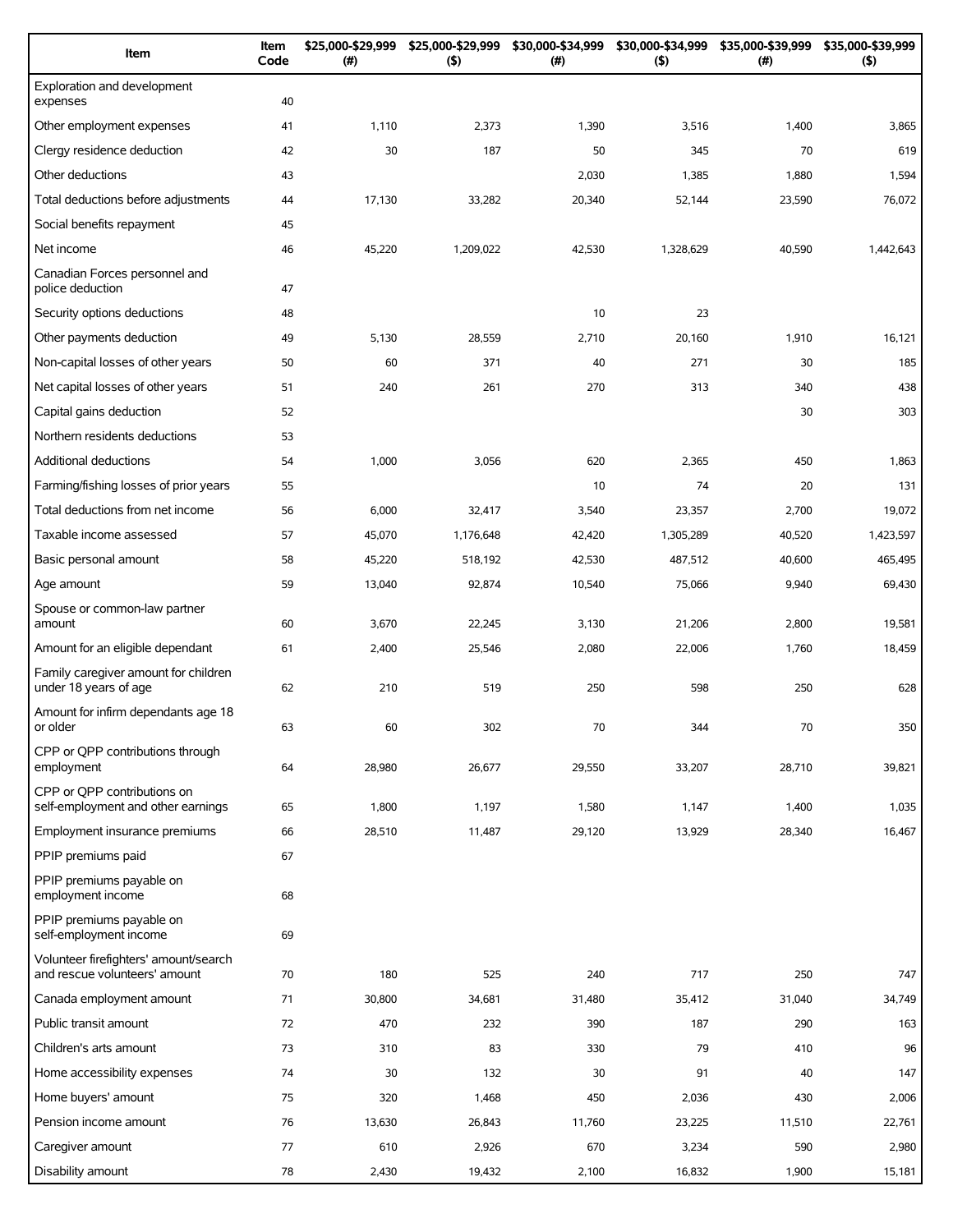| Item | Item Code | $25,000-$29,999 (#) | $25,000-$29,999 ($) | $30,000-$34,999 (#) | $30,000-$34,999 ($) | $35,000-$39,999 (#) | $35,000-$39,999 ($) |
|---|---|---|---|---|---|---|---|
| Exploration and development expenses | 40 | | | | | | |
| Other employment expenses | 41 | 1,110 | 2,373 | 1,390 | 3,516 | 1,400 | 3,865 |
| Clergy residence deduction | 42 | 30 | 187 | 50 | 345 | 70 | 619 |
| Other deductions | 43 | | | 2,030 | 1,385 | 1,880 | 1,594 |
| Total deductions before adjustments | 44 | 17,130 | 33,282 | 20,340 | 52,144 | 23,590 | 76,072 |
| Social benefits repayment | 45 | | | | | | |
| Net income | 46 | 45,220 | 1,209,022 | 42,530 | 1,328,629 | 40,590 | 1,442,643 |
| Canadian Forces personnel and police deduction | 47 | | | | | | |
| Security options deductions | 48 | | | 10 | 23 | | |
| Other payments deduction | 49 | 5,130 | 28,559 | 2,710 | 20,160 | 1,910 | 16,121 |
| Non-capital losses of other years | 50 | 60 | 371 | 40 | 271 | 30 | 185 |
| Net capital losses of other years | 51 | 240 | 261 | 270 | 313 | 340 | 438 |
| Capital gains deduction | 52 | | | | | 30 | 303 |
| Northern residents deductions | 53 | | | | | | |
| Additional deductions | 54 | 1,000 | 3,056 | 620 | 2,365 | 450 | 1,863 |
| Farming/fishing losses of prior years | 55 | | | 10 | 74 | 20 | 131 |
| Total deductions from net income | 56 | 6,000 | 32,417 | 3,540 | 23,357 | 2,700 | 19,072 |
| Taxable income assessed | 57 | 45,070 | 1,176,648 | 42,420 | 1,305,289 | 40,520 | 1,423,597 |
| Basic personal amount | 58 | 45,220 | 518,192 | 42,530 | 487,512 | 40,600 | 465,495 |
| Age amount | 59 | 13,040 | 92,874 | 10,540 | 75,066 | 9,940 | 69,430 |
| Spouse or common-law partner amount | 60 | 3,670 | 22,245 | 3,130 | 21,206 | 2,800 | 19,581 |
| Amount for an eligible dependant | 61 | 2,400 | 25,546 | 2,080 | 22,006 | 1,760 | 18,459 |
| Family caregiver amount for children under 18 years of age | 62 | 210 | 519 | 250 | 598 | 250 | 628 |
| Amount for infirm dependants age 18 or older | 63 | 60 | 302 | 70 | 344 | 70 | 350 |
| CPP or QPP contributions through employment | 64 | 28,980 | 26,677 | 29,550 | 33,207 | 28,710 | 39,821 |
| CPP or QPP contributions on self-employment and other earnings | 65 | 1,800 | 1,197 | 1,580 | 1,147 | 1,400 | 1,035 |
| Employment insurance premiums | 66 | 28,510 | 11,487 | 29,120 | 13,929 | 28,340 | 16,467 |
| PPIP premiums paid | 67 | | | | | | |
| PPIP premiums payable on employment income | 68 | | | | | | |
| PPIP premiums payable on self-employment income | 69 | | | | | | |
| Volunteer firefighters' amount/search and rescue volunteers' amount | 70 | 180 | 525 | 240 | 717 | 250 | 747 |
| Canada employment amount | 71 | 30,800 | 34,681 | 31,480 | 35,412 | 31,040 | 34,749 |
| Public transit amount | 72 | 470 | 232 | 390 | 187 | 290 | 163 |
| Children's arts amount | 73 | 310 | 83 | 330 | 79 | 410 | 96 |
| Home accessibility expenses | 74 | 30 | 132 | 30 | 91 | 40 | 147 |
| Home buyers' amount | 75 | 320 | 1,468 | 450 | 2,036 | 430 | 2,006 |
| Pension income amount | 76 | 13,630 | 26,843 | 11,760 | 23,225 | 11,510 | 22,761 |
| Caregiver amount | 77 | 610 | 2,926 | 670 | 3,234 | 590 | 2,980 |
| Disability amount | 78 | 2,430 | 19,432 | 2,100 | 16,832 | 1,900 | 15,181 |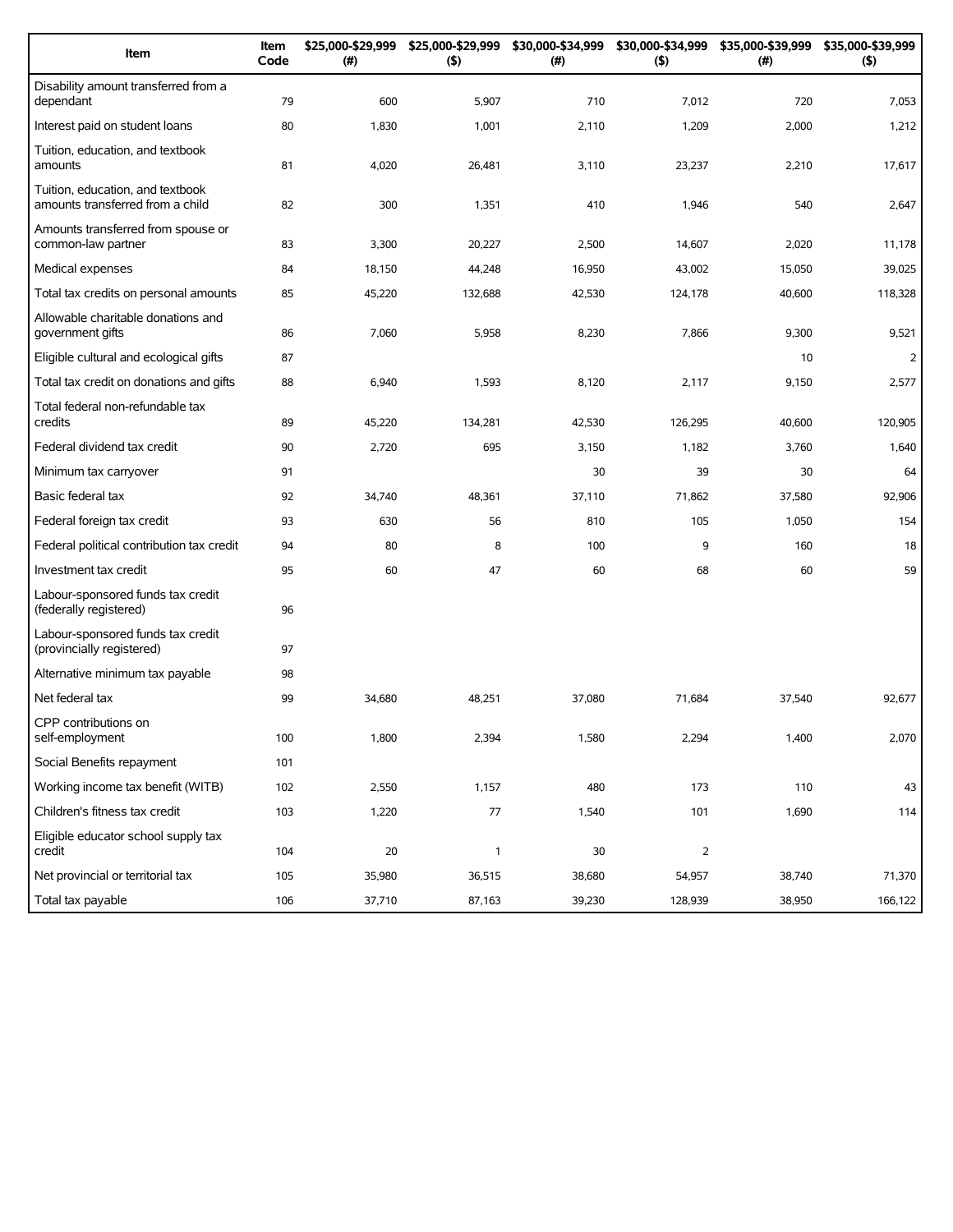| Item | Item Code | $25,000-$29,999 (#) | $25,000-$29,999 ($) | $30,000-$34,999 (#) | $30,000-$34,999 ($) | $35,000-$39,999 (#) | $35,000-$39,999 ($) |
|---|---|---|---|---|---|---|---|
| Disability amount transferred from a dependant | 79 | 600 | 5,907 | 710 | 7,012 | 720 | 7,053 |
| Interest paid on student loans | 80 | 1,830 | 1,001 | 2,110 | 1,209 | 2,000 | 1,212 |
| Tuition, education, and textbook amounts | 81 | 4,020 | 26,481 | 3,110 | 23,237 | 2,210 | 17,617 |
| Tuition, education, and textbook amounts transferred from a child | 82 | 300 | 1,351 | 410 | 1,946 | 540 | 2,647 |
| Amounts transferred from spouse or common-law partner | 83 | 3,300 | 20,227 | 2,500 | 14,607 | 2,020 | 11,178 |
| Medical expenses | 84 | 18,150 | 44,248 | 16,950 | 43,002 | 15,050 | 39,025 |
| Total tax credits on personal amounts | 85 | 45,220 | 132,688 | 42,530 | 124,178 | 40,600 | 118,328 |
| Allowable charitable donations and government gifts | 86 | 7,060 | 5,958 | 8,230 | 7,866 | 9,300 | 9,521 |
| Eligible cultural and ecological gifts | 87 | | | | | 10 | 2 |
| Total tax credit on donations and gifts | 88 | 6,940 | 1,593 | 8,120 | 2,117 | 9,150 | 2,577 |
| Total federal non-refundable tax credits | 89 | 45,220 | 134,281 | 42,530 | 126,295 | 40,600 | 120,905 |
| Federal dividend tax credit | 90 | 2,720 | 695 | 3,150 | 1,182 | 3,760 | 1,640 |
| Minimum tax carryover | 91 | | | 30 | 39 | 30 | 64 |
| Basic federal tax | 92 | 34,740 | 48,361 | 37,110 | 71,862 | 37,580 | 92,906 |
| Federal foreign tax credit | 93 | 630 | 56 | 810 | 105 | 1,050 | 154 |
| Federal political contribution tax credit | 94 | 80 | 8 | 100 | 9 | 160 | 18 |
| Investment tax credit | 95 | 60 | 47 | 60 | 68 | 60 | 59 |
| Labour-sponsored funds tax credit (federally registered) | 96 | | | | | | |
| Labour-sponsored funds tax credit (provincially registered) | 97 | | | | | | |
| Alternative minimum tax payable | 98 | | | | | | |
| Net federal tax | 99 | 34,680 | 48,251 | 37,080 | 71,684 | 37,540 | 92,677 |
| CPP contributions on self-employment | 100 | 1,800 | 2,394 | 1,580 | 2,294 | 1,400 | 2,070 |
| Social Benefits repayment | 101 | | | | | | |
| Working income tax benefit (WITB) | 102 | 2,550 | 1,157 | 480 | 173 | 110 | 43 |
| Children's fitness tax credit | 103 | 1,220 | 77 | 1,540 | 101 | 1,690 | 114 |
| Eligible educator school supply tax credit | 104 | 20 | 1 | 30 | 2 | | |
| Net provincial or territorial tax | 105 | 35,980 | 36,515 | 38,680 | 54,957 | 38,740 | 71,370 |
| Total tax payable | 106 | 37,710 | 87,163 | 39,230 | 128,939 | 38,950 | 166,122 |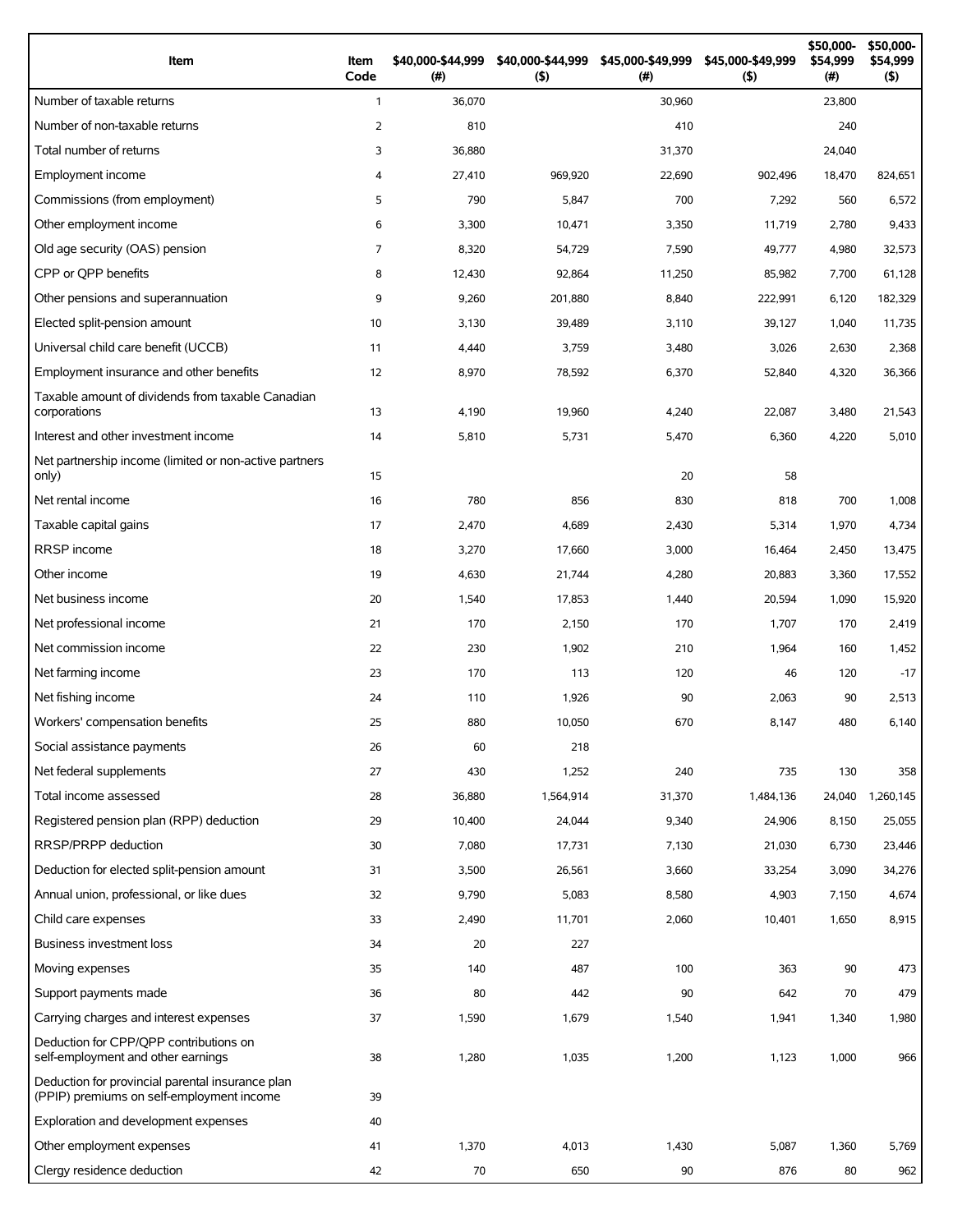| Item | Item Code | $40,000-$44,999 (#) | $40,000-$44,999 ($) | $45,000-$49,999 (#) | $45,000-$49,999 ($) | $50,000-$54,999 (#) | $50,000-$54,999 ($) |
|---|---|---|---|---|---|---|---|
| Number of taxable returns | 1 | 36,070 | | 30,960 | | 23,800 | |
| Number of non-taxable returns | 2 | 810 | | 410 | | 240 | |
| Total number of returns | 3 | 36,880 | | 31,370 | | 24,040 | |
| Employment income | 4 | 27,410 | 969,920 | 22,690 | 902,496 | 18,470 | 824,651 |
| Commissions (from employment) | 5 | 790 | 5,847 | 700 | 7,292 | 560 | 6,572 |
| Other employment income | 6 | 3,300 | 10,471 | 3,350 | 11,719 | 2,780 | 9,433 |
| Old age security (OAS) pension | 7 | 8,320 | 54,729 | 7,590 | 49,777 | 4,980 | 32,573 |
| CPP or QPP benefits | 8 | 12,430 | 92,864 | 11,250 | 85,982 | 7,700 | 61,128 |
| Other pensions and superannuation | 9 | 9,260 | 201,880 | 8,840 | 222,991 | 6,120 | 182,329 |
| Elected split-pension amount | 10 | 3,130 | 39,489 | 3,110 | 39,127 | 1,040 | 11,735 |
| Universal child care benefit (UCCB) | 11 | 4,440 | 3,759 | 3,480 | 3,026 | 2,630 | 2,368 |
| Employment insurance and other benefits | 12 | 8,970 | 78,592 | 6,370 | 52,840 | 4,320 | 36,366 |
| Taxable amount of dividends from taxable Canadian corporations | 13 | 4,190 | 19,960 | 4,240 | 22,087 | 3,480 | 21,543 |
| Interest and other investment income | 14 | 5,810 | 5,731 | 5,470 | 6,360 | 4,220 | 5,010 |
| Net partnership income (limited or non-active partners only) | 15 | | | 20 | 58 | | |
| Net rental income | 16 | 780 | 856 | 830 | 818 | 700 | 1,008 |
| Taxable capital gains | 17 | 2,470 | 4,689 | 2,430 | 5,314 | 1,970 | 4,734 |
| RRSP income | 18 | 3,270 | 17,660 | 3,000 | 16,464 | 2,450 | 13,475 |
| Other income | 19 | 4,630 | 21,744 | 4,280 | 20,883 | 3,360 | 17,552 |
| Net business income | 20 | 1,540 | 17,853 | 1,440 | 20,594 | 1,090 | 15,920 |
| Net professional income | 21 | 170 | 2,150 | 170 | 1,707 | 170 | 2,419 |
| Net commission income | 22 | 230 | 1,902 | 210 | 1,964 | 160 | 1,452 |
| Net farming income | 23 | 170 | 113 | 120 | 46 | 120 | -17 |
| Net fishing income | 24 | 110 | 1,926 | 90 | 2,063 | 90 | 2,513 |
| Workers' compensation benefits | 25 | 880 | 10,050 | 670 | 8,147 | 480 | 6,140 |
| Social assistance payments | 26 | 60 | 218 | | | | |
| Net federal supplements | 27 | 430 | 1,252 | 240 | 735 | 130 | 358 |
| Total income assessed | 28 | 36,880 | 1,564,914 | 31,370 | 1,484,136 | 24,040 | 1,260,145 |
| Registered pension plan (RPP) deduction | 29 | 10,400 | 24,044 | 9,340 | 24,906 | 8,150 | 25,055 |
| RRSP/PRPP deduction | 30 | 7,080 | 17,731 | 7,130 | 21,030 | 6,730 | 23,446 |
| Deduction for elected split-pension amount | 31 | 3,500 | 26,561 | 3,660 | 33,254 | 3,090 | 34,276 |
| Annual union, professional, or like dues | 32 | 9,790 | 5,083 | 8,580 | 4,903 | 7,150 | 4,674 |
| Child care expenses | 33 | 2,490 | 11,701 | 2,060 | 10,401 | 1,650 | 8,915 |
| Business investment loss | 34 | 20 | 227 | | | | |
| Moving expenses | 35 | 140 | 487 | 100 | 363 | 90 | 473 |
| Support payments made | 36 | 80 | 442 | 90 | 642 | 70 | 479 |
| Carrying charges and interest expenses | 37 | 1,590 | 1,679 | 1,540 | 1,941 | 1,340 | 1,980 |
| Deduction for CPP/QPP contributions on self-employment and other earnings | 38 | 1,280 | 1,035 | 1,200 | 1,123 | 1,000 | 966 |
| Deduction for provincial parental insurance plan (PPIP) premiums on self-employment income | 39 | | | | | | |
| Exploration and development expenses | 40 | | | | | | |
| Other employment expenses | 41 | 1,370 | 4,013 | 1,430 | 5,087 | 1,360 | 5,769 |
| Clergy residence deduction | 42 | 70 | 650 | 90 | 876 | 80 | 962 |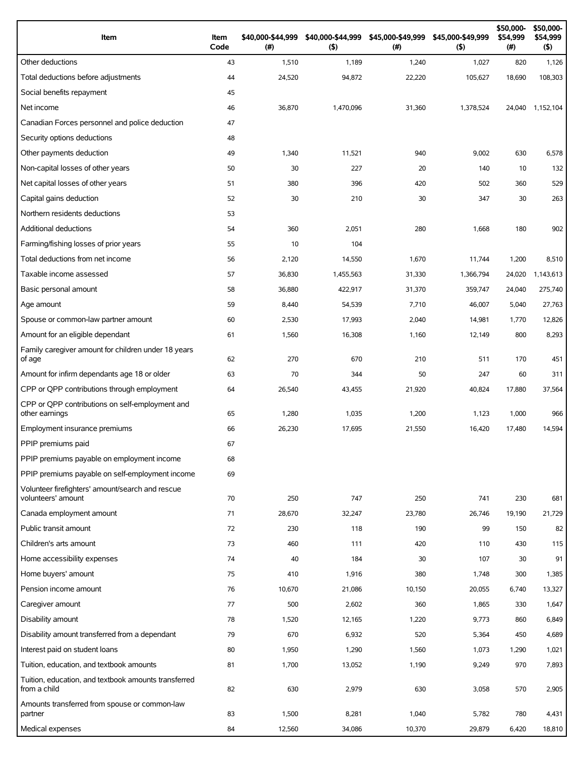| Item | Item Code | $40,000-$44,999 (#) | $40,000-$44,999 ($) | $45,000-$49,999 (#) | $45,000-$49,999 ($) | $50,000-$54,999 (#) | $50,000-$54,999 ($) |
|---|---|---|---|---|---|---|---|
| Other deductions | 43 | 1,510 | 1,189 | 1,240 | 1,027 | 820 | 1,126 |
| Total deductions before adjustments | 44 | 24,520 | 94,872 | 22,220 | 105,627 | 18,690 | 108,303 |
| Social benefits repayment | 45 | | | | | | |
| Net income | 46 | 36,870 | 1,470,096 | 31,360 | 1,378,524 | 24,040 | 1,152,104 |
| Canadian Forces personnel and police deduction | 47 | | | | | | |
| Security options deductions | 48 | | | | | | |
| Other payments deduction | 49 | 1,340 | 11,521 | 940 | 9,002 | 630 | 6,578 |
| Non-capital losses of other years | 50 | 30 | 227 | 20 | 140 | 10 | 132 |
| Net capital losses of other years | 51 | 380 | 396 | 420 | 502 | 360 | 529 |
| Capital gains deduction | 52 | 30 | 210 | 30 | 347 | 30 | 263 |
| Northern residents deductions | 53 | | | | | | |
| Additional deductions | 54 | 360 | 2,051 | 280 | 1,668 | 180 | 902 |
| Farming/fishing losses of prior years | 55 | 10 | 104 | | | | |
| Total deductions from net income | 56 | 2,120 | 14,550 | 1,670 | 11,744 | 1,200 | 8,510 |
| Taxable income assessed | 57 | 36,830 | 1,455,563 | 31,330 | 1,366,794 | 24,020 | 1,143,613 |
| Basic personal amount | 58 | 36,880 | 422,917 | 31,370 | 359,747 | 24,040 | 275,740 |
| Age amount | 59 | 8,440 | 54,539 | 7,710 | 46,007 | 5,040 | 27,763 |
| Spouse or common-law partner amount | 60 | 2,530 | 17,993 | 2,040 | 14,981 | 1,770 | 12,826 |
| Amount for an eligible dependant | 61 | 1,560 | 16,308 | 1,160 | 12,149 | 800 | 8,293 |
| Family caregiver amount for children under 18 years of age | 62 | 270 | 670 | 210 | 511 | 170 | 451 |
| Amount for infirm dependants age 18 or older | 63 | 70 | 344 | 50 | 247 | 60 | 311 |
| CPP or QPP contributions through employment | 64 | 26,540 | 43,455 | 21,920 | 40,824 | 17,880 | 37,564 |
| CPP or QPP contributions on self-employment and other earnings | 65 | 1,280 | 1,035 | 1,200 | 1,123 | 1,000 | 966 |
| Employment insurance premiums | 66 | 26,230 | 17,695 | 21,550 | 16,420 | 17,480 | 14,594 |
| PPIP premiums paid | 67 | | | | | | |
| PPIP premiums payable on employment income | 68 | | | | | | |
| PPIP premiums payable on self-employment income | 69 | | | | | | |
| Volunteer firefighters' amount/search and rescue volunteers' amount | 70 | 250 | 747 | 250 | 741 | 230 | 681 |
| Canada employment amount | 71 | 28,670 | 32,247 | 23,780 | 26,746 | 19,190 | 21,729 |
| Public transit amount | 72 | 230 | 118 | 190 | 99 | 150 | 82 |
| Children's arts amount | 73 | 460 | 111 | 420 | 110 | 430 | 115 |
| Home accessibility expenses | 74 | 40 | 184 | 30 | 107 | 30 | 91 |
| Home buyers' amount | 75 | 410 | 1,916 | 380 | 1,748 | 300 | 1,385 |
| Pension income amount | 76 | 10,670 | 21,086 | 10,150 | 20,055 | 6,740 | 13,327 |
| Caregiver amount | 77 | 500 | 2,602 | 360 | 1,865 | 330 | 1,647 |
| Disability amount | 78 | 1,520 | 12,165 | 1,220 | 9,773 | 860 | 6,849 |
| Disability amount transferred from a dependant | 79 | 670 | 6,932 | 520 | 5,364 | 450 | 4,689 |
| Interest paid on student loans | 80 | 1,950 | 1,290 | 1,560 | 1,073 | 1,290 | 1,021 |
| Tuition, education, and textbook amounts | 81 | 1,700 | 13,052 | 1,190 | 9,249 | 970 | 7,893 |
| Tuition, education, and textbook amounts transferred from a child | 82 | 630 | 2,979 | 630 | 3,058 | 570 | 2,905 |
| Amounts transferred from spouse or common-law partner | 83 | 1,500 | 8,281 | 1,040 | 5,782 | 780 | 4,431 |
| Medical expenses | 84 | 12,560 | 34,086 | 10,370 | 29,879 | 6,420 | 18,810 |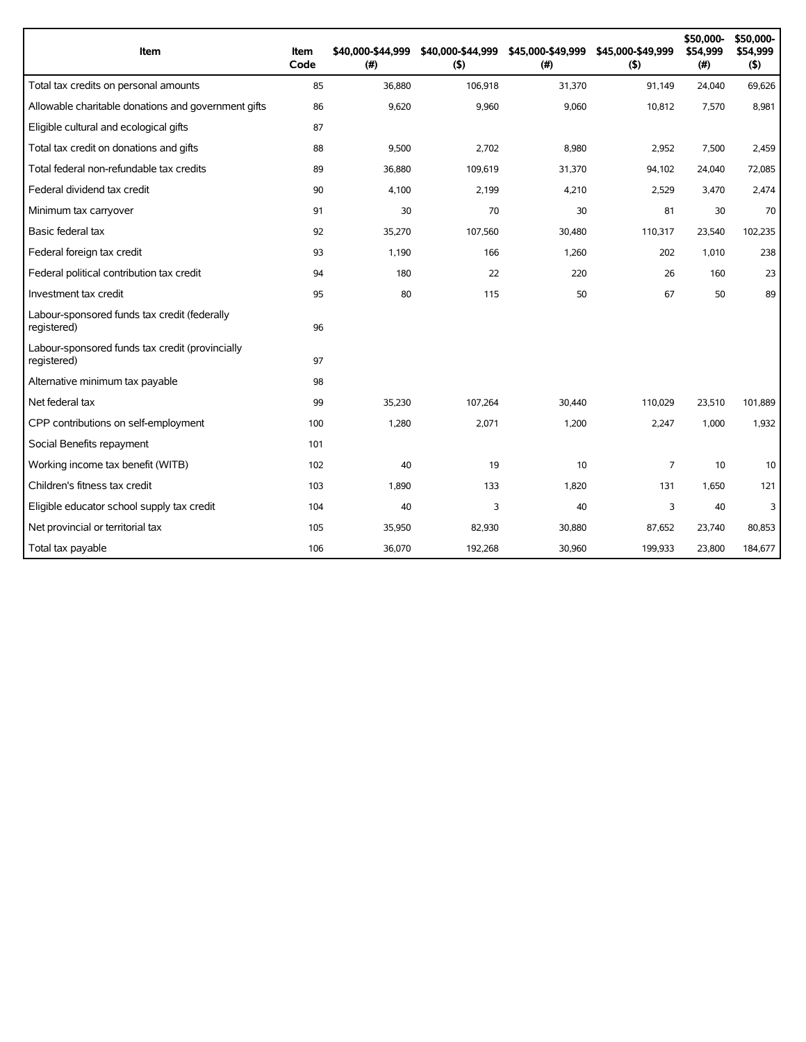| Item | Item Code | $40,000-$44,999 (#) | $40,000-$44,999 ($) | $45,000-$49,999 (#) | $45,000-$49,999 ($) | $50,000-$54,999 (#) | $50,000-$54,999 ($) |
|---|---|---|---|---|---|---|---|
| Total tax credits on personal amounts | 85 | 36,880 | 106,918 | 31,370 | 91,149 | 24,040 | 69,626 |
| Allowable charitable donations and government gifts | 86 | 9,620 | 9,960 | 9,060 | 10,812 | 7,570 | 8,981 |
| Eligible cultural and ecological gifts | 87 | | | | | | |
| Total tax credit on donations and gifts | 88 | 9,500 | 2,702 | 8,980 | 2,952 | 7,500 | 2,459 |
| Total federal non-refundable tax credits | 89 | 36,880 | 109,619 | 31,370 | 94,102 | 24,040 | 72,085 |
| Federal dividend tax credit | 90 | 4,100 | 2,199 | 4,210 | 2,529 | 3,470 | 2,474 |
| Minimum tax carryover | 91 | 30 | 70 | 30 | 81 | 30 | 70 |
| Basic federal tax | 92 | 35,270 | 107,560 | 30,480 | 110,317 | 23,540 | 102,235 |
| Federal foreign tax credit | 93 | 1,190 | 166 | 1,260 | 202 | 1,010 | 238 |
| Federal political contribution tax credit | 94 | 180 | 22 | 220 | 26 | 160 | 23 |
| Investment tax credit | 95 | 80 | 115 | 50 | 67 | 50 | 89 |
| Labour-sponsored funds tax credit (federally registered) | 96 | | | | | | |
| Labour-sponsored funds tax credit (provincially registered) | 97 | | | | | | |
| Alternative minimum tax payable | 98 | | | | | | |
| Net federal tax | 99 | 35,230 | 107,264 | 30,440 | 110,029 | 23,510 | 101,889 |
| CPP contributions on self-employment | 100 | 1,280 | 2,071 | 1,200 | 2,247 | 1,000 | 1,932 |
| Social Benefits repayment | 101 | | | | | | |
| Working income tax benefit (WITB) | 102 | 40 | 19 | 10 | 7 | 10 | 10 |
| Children's fitness tax credit | 103 | 1,890 | 133 | 1,820 | 131 | 1,650 | 121 |
| Eligible educator school supply tax credit | 104 | 40 | 3 | 40 | 3 | 40 | 3 |
| Net provincial or territorial tax | 105 | 35,950 | 82,930 | 30,880 | 87,652 | 23,740 | 80,853 |
| Total tax payable | 106 | 36,070 | 192,268 | 30,960 | 199,933 | 23,800 | 184,677 |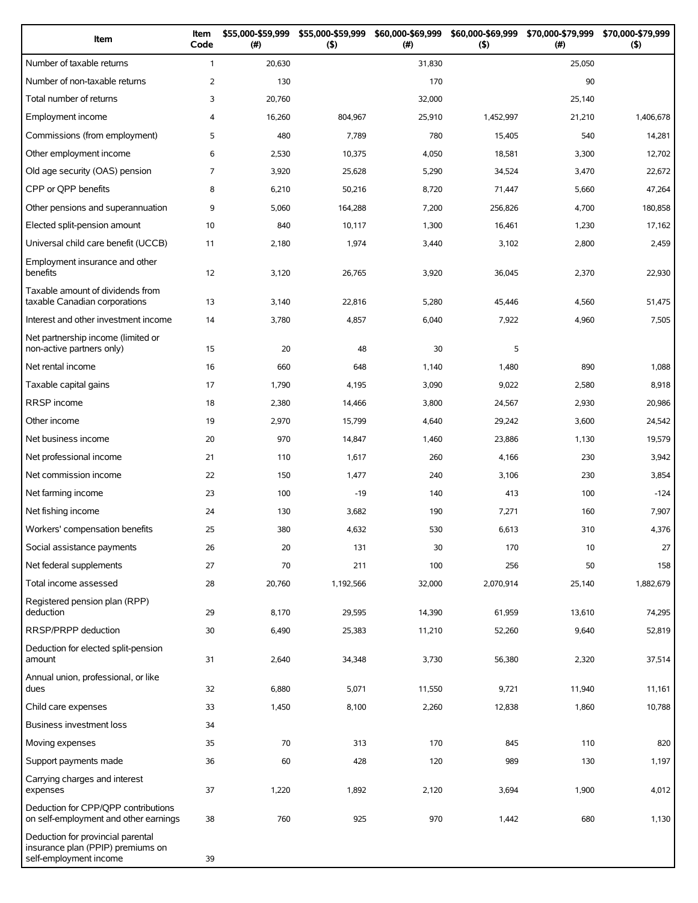| Item | Item Code | $55,000-$59,999 (#) | $55,000-$59,999 ($) | $60,000-$69,999 (#) | $60,000-$69,999 ($) | $70,000-$79,999 (#) | $70,000-$79,999 ($) |
|---|---|---|---|---|---|---|---|
| Number of taxable returns | 1 | 20,630 | | 31,830 | | 25,050 | |
| Number of non-taxable returns | 2 | 130 | | 170 | | 90 | |
| Total number of returns | 3 | 20,760 | | 32,000 | | 25,140 | |
| Employment income | 4 | 16,260 | 804,967 | 25,910 | 1,452,997 | 21,210 | 1,406,678 |
| Commissions (from employment) | 5 | 480 | 7,789 | 780 | 15,405 | 540 | 14,281 |
| Other employment income | 6 | 2,530 | 10,375 | 4,050 | 18,581 | 3,300 | 12,702 |
| Old age security (OAS) pension | 7 | 3,920 | 25,628 | 5,290 | 34,524 | 3,470 | 22,672 |
| CPP or QPP benefits | 8 | 6,210 | 50,216 | 8,720 | 71,447 | 5,660 | 47,264 |
| Other pensions and superannuation | 9 | 5,060 | 164,288 | 7,200 | 256,826 | 4,700 | 180,858 |
| Elected split-pension amount | 10 | 840 | 10,117 | 1,300 | 16,461 | 1,230 | 17,162 |
| Universal child care benefit (UCCB) | 11 | 2,180 | 1,974 | 3,440 | 3,102 | 2,800 | 2,459 |
| Employment insurance and other benefits | 12 | 3,120 | 26,765 | 3,920 | 36,045 | 2,370 | 22,930 |
| Taxable amount of dividends from taxable Canadian corporations | 13 | 3,140 | 22,816 | 5,280 | 45,446 | 4,560 | 51,475 |
| Interest and other investment income | 14 | 3,780 | 4,857 | 6,040 | 7,922 | 4,960 | 7,505 |
| Net partnership income (limited or non-active partners only) | 15 | 20 | 48 | 30 | 5 | | |
| Net rental income | 16 | 660 | 648 | 1,140 | 1,480 | 890 | 1,088 |
| Taxable capital gains | 17 | 1,790 | 4,195 | 3,090 | 9,022 | 2,580 | 8,918 |
| RRSP income | 18 | 2,380 | 14,466 | 3,800 | 24,567 | 2,930 | 20,986 |
| Other income | 19 | 2,970 | 15,799 | 4,640 | 29,242 | 3,600 | 24,542 |
| Net business income | 20 | 970 | 14,847 | 1,460 | 23,886 | 1,130 | 19,579 |
| Net professional income | 21 | 110 | 1,617 | 260 | 4,166 | 230 | 3,942 |
| Net commission income | 22 | 150 | 1,477 | 240 | 3,106 | 230 | 3,854 |
| Net farming income | 23 | 100 | -19 | 140 | 413 | 100 | -124 |
| Net fishing income | 24 | 130 | 3,682 | 190 | 7,271 | 160 | 7,907 |
| Workers' compensation benefits | 25 | 380 | 4,632 | 530 | 6,613 | 310 | 4,376 |
| Social assistance payments | 26 | 20 | 131 | 30 | 170 | 10 | 27 |
| Net federal supplements | 27 | 70 | 211 | 100 | 256 | 50 | 158 |
| Total income assessed | 28 | 20,760 | 1,192,566 | 32,000 | 2,070,914 | 25,140 | 1,882,679 |
| Registered pension plan (RPP) deduction | 29 | 8,170 | 29,595 | 14,390 | 61,959 | 13,610 | 74,295 |
| RRSP/PRPP deduction | 30 | 6,490 | 25,383 | 11,210 | 52,260 | 9,640 | 52,819 |
| Deduction for elected split-pension amount | 31 | 2,640 | 34,348 | 3,730 | 56,380 | 2,320 | 37,514 |
| Annual union, professional, or like dues | 32 | 6,880 | 5,071 | 11,550 | 9,721 | 11,940 | 11,161 |
| Child care expenses | 33 | 1,450 | 8,100 | 2,260 | 12,838 | 1,860 | 10,788 |
| Business investment loss | 34 | | | | | | |
| Moving expenses | 35 | 70 | 313 | 170 | 845 | 110 | 820 |
| Support payments made | 36 | 60 | 428 | 120 | 989 | 130 | 1,197 |
| Carrying charges and interest expenses | 37 | 1,220 | 1,892 | 2,120 | 3,694 | 1,900 | 4,012 |
| Deduction for CPP/QPP contributions on self-employment and other earnings | 38 | 760 | 925 | 970 | 1,442 | 680 | 1,130 |
| Deduction for provincial parental insurance plan (PPIP) premiums on self-employment income | 39 | | | | | | |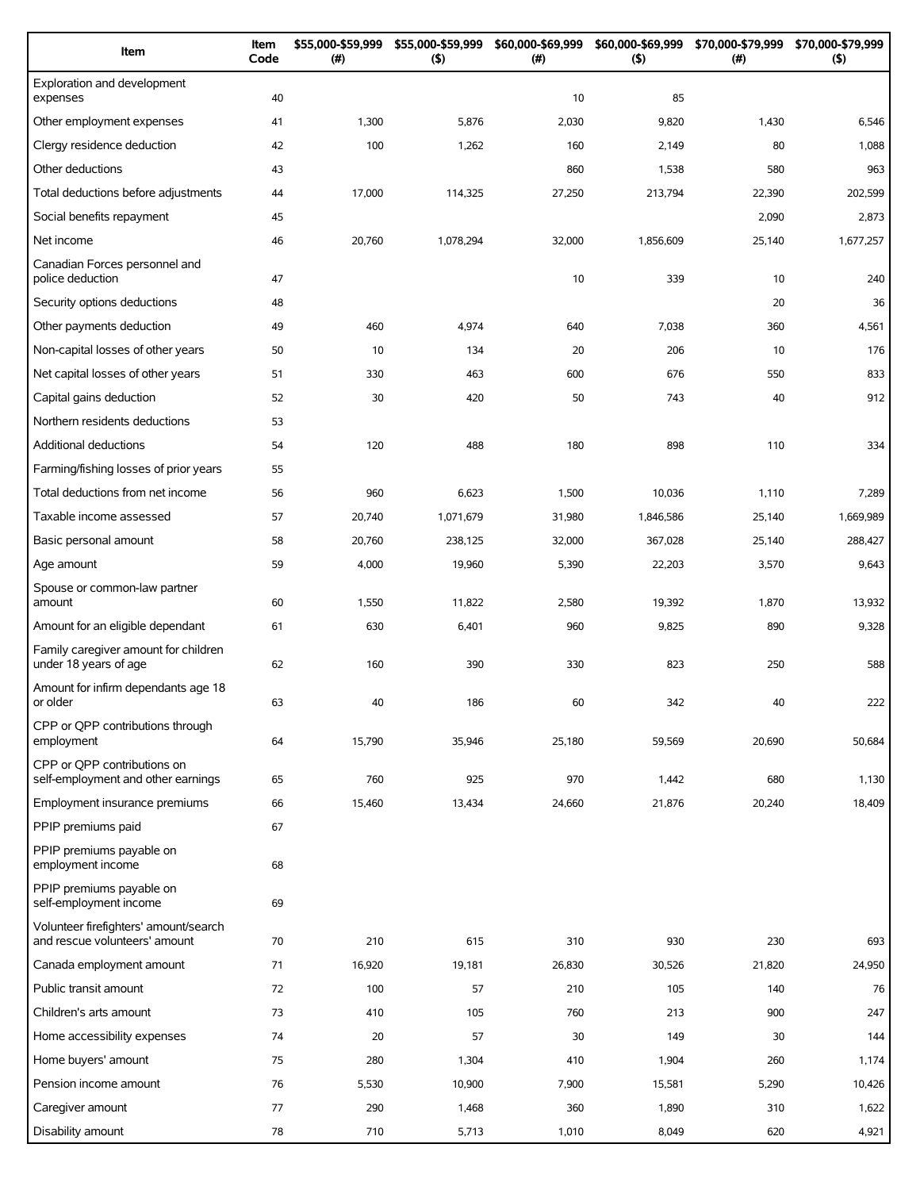| Item | Item Code | $55,000-$59,999 (#) | $55,000-$59,999 ($) | $60,000-$69,999 (#) | $60,000-$69,999 ($) | $70,000-$79,999 (#) | $70,000-$79,999 ($) |
|---|---|---|---|---|---|---|---|
| Exploration and development expenses | 40 | | | 10 | 85 | | |
| Other employment expenses | 41 | 1,300 | 5,876 | 2,030 | 9,820 | 1,430 | 6,546 |
| Clergy residence deduction | 42 | 100 | 1,262 | 160 | 2,149 | 80 | 1,088 |
| Other deductions | 43 | | | 860 | 1,538 | 580 | 963 |
| Total deductions before adjustments | 44 | 17,000 | 114,325 | 27,250 | 213,794 | 22,390 | 202,599 |
| Social benefits repayment | 45 | | | | | 2,090 | 2,873 |
| Net income | 46 | 20,760 | 1,078,294 | 32,000 | 1,856,609 | 25,140 | 1,677,257 |
| Canadian Forces personnel and police deduction | 47 | | | 10 | 339 | 10 | 240 |
| Security options deductions | 48 | | | | | 20 | 36 |
| Other payments deduction | 49 | 460 | 4,974 | 640 | 7,038 | 360 | 4,561 |
| Non-capital losses of other years | 50 | 10 | 134 | 20 | 206 | 10 | 176 |
| Net capital losses of other years | 51 | 330 | 463 | 600 | 676 | 550 | 833 |
| Capital gains deduction | 52 | 30 | 420 | 50 | 743 | 40 | 912 |
| Northern residents deductions | 53 | | | | | | |
| Additional deductions | 54 | 120 | 488 | 180 | 898 | 110 | 334 |
| Farming/fishing losses of prior years | 55 | | | | | | |
| Total deductions from net income | 56 | 960 | 6,623 | 1,500 | 10,036 | 1,110 | 7,289 |
| Taxable income assessed | 57 | 20,740 | 1,071,679 | 31,980 | 1,846,586 | 25,140 | 1,669,989 |
| Basic personal amount | 58 | 20,760 | 238,125 | 32,000 | 367,028 | 25,140 | 288,427 |
| Age amount | 59 | 4,000 | 19,960 | 5,390 | 22,203 | 3,570 | 9,643 |
| Spouse or common-law partner amount | 60 | 1,550 | 11,822 | 2,580 | 19,392 | 1,870 | 13,932 |
| Amount for an eligible dependant | 61 | 630 | 6,401 | 960 | 9,825 | 890 | 9,328 |
| Family caregiver amount for children under 18 years of age | 62 | 160 | 390 | 330 | 823 | 250 | 588 |
| Amount for infirm dependants age 18 or older | 63 | 40 | 186 | 60 | 342 | 40 | 222 |
| CPP or QPP contributions through employment | 64 | 15,790 | 35,946 | 25,180 | 59,569 | 20,690 | 50,684 |
| CPP or QPP contributions on self-employment and other earnings | 65 | 760 | 925 | 970 | 1,442 | 680 | 1,130 |
| Employment insurance premiums | 66 | 15,460 | 13,434 | 24,660 | 21,876 | 20,240 | 18,409 |
| PPIP premiums paid | 67 | | | | | | |
| PPIP premiums payable on employment income | 68 | | | | | | |
| PPIP premiums payable on self-employment income | 69 | | | | | | |
| Volunteer firefighters' amount/search and rescue volunteers' amount | 70 | 210 | 615 | 310 | 930 | 230 | 693 |
| Canada employment amount | 71 | 16,920 | 19,181 | 26,830 | 30,526 | 21,820 | 24,950 |
| Public transit amount | 72 | 100 | 57 | 210 | 105 | 140 | 76 |
| Children's arts amount | 73 | 410 | 105 | 760 | 213 | 900 | 247 |
| Home accessibility expenses | 74 | 20 | 57 | 30 | 149 | 30 | 144 |
| Home buyers' amount | 75 | 280 | 1,304 | 410 | 1,904 | 260 | 1,174 |
| Pension income amount | 76 | 5,530 | 10,900 | 7,900 | 15,581 | 5,290 | 10,426 |
| Caregiver amount | 77 | 290 | 1,468 | 360 | 1,890 | 310 | 1,622 |
| Disability amount | 78 | 710 | 5,713 | 1,010 | 8,049 | 620 | 4,921 |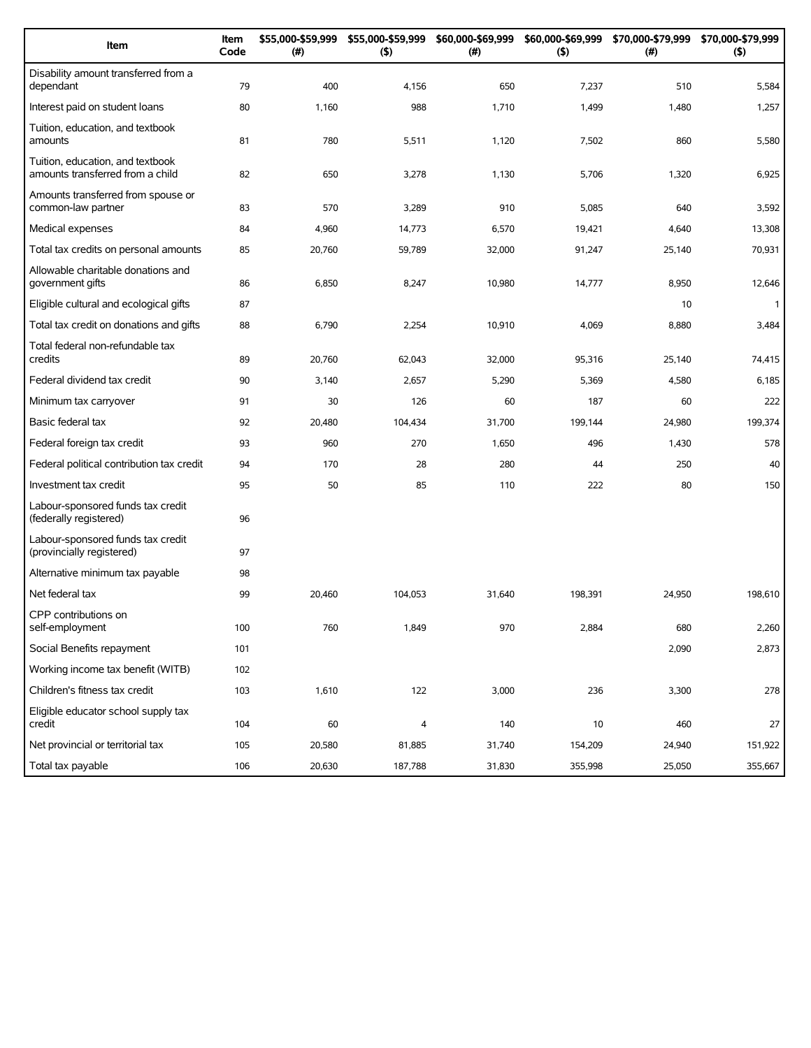| Item | Item Code | $55,000-$59,999 (#) | $55,000-$59,999 ($) | $60,000-$69,999 (#) | $60,000-$69,999 ($) | $70,000-$79,999 (#) | $70,000-$79,999 ($) |
|---|---|---|---|---|---|---|---|
| Disability amount transferred from a dependant | 79 | 400 | 4,156 | 650 | 7,237 | 510 | 5,584 |
| Interest paid on student loans | 80 | 1,160 | 988 | 1,710 | 1,499 | 1,480 | 1,257 |
| Tuition, education, and textbook amounts | 81 | 780 | 5,511 | 1,120 | 7,502 | 860 | 5,580 |
| Tuition, education, and textbook amounts transferred from a child | 82 | 650 | 3,278 | 1,130 | 5,706 | 1,320 | 6,925 |
| Amounts transferred from spouse or common-law partner | 83 | 570 | 3,289 | 910 | 5,085 | 640 | 3,592 |
| Medical expenses | 84 | 4,960 | 14,773 | 6,570 | 19,421 | 4,640 | 13,308 |
| Total tax credits on personal amounts | 85 | 20,760 | 59,789 | 32,000 | 91,247 | 25,140 | 70,931 |
| Allowable charitable donations and government gifts | 86 | 6,850 | 8,247 | 10,980 | 14,777 | 8,950 | 12,646 |
| Eligible cultural and ecological gifts | 87 | | | | | 10 | 1 |
| Total tax credit on donations and gifts | 88 | 6,790 | 2,254 | 10,910 | 4,069 | 8,880 | 3,484 |
| Total federal non-refundable tax credits | 89 | 20,760 | 62,043 | 32,000 | 95,316 | 25,140 | 74,415 |
| Federal dividend tax credit | 90 | 3,140 | 2,657 | 5,290 | 5,369 | 4,580 | 6,185 |
| Minimum tax carryover | 91 | 30 | 126 | 60 | 187 | 60 | 222 |
| Basic federal tax | 92 | 20,480 | 104,434 | 31,700 | 199,144 | 24,980 | 199,374 |
| Federal foreign tax credit | 93 | 960 | 270 | 1,650 | 496 | 1,430 | 578 |
| Federal political contribution tax credit | 94 | 170 | 28 | 280 | 44 | 250 | 40 |
| Investment tax credit | 95 | 50 | 85 | 110 | 222 | 80 | 150 |
| Labour-sponsored funds tax credit (federally registered) | 96 | | | | | | |
| Labour-sponsored funds tax credit (provincially registered) | 97 | | | | | | |
| Alternative minimum tax payable | 98 | | | | | | |
| Net federal tax | 99 | 20,460 | 104,053 | 31,640 | 198,391 | 24,950 | 198,610 |
| CPP contributions on self-employment | 100 | 760 | 1,849 | 970 | 2,884 | 680 | 2,260 |
| Social Benefits repayment | 101 | | | | | 2,090 | 2,873 |
| Working income tax benefit (WITB) | 102 | | | | | | |
| Children's fitness tax credit | 103 | 1,610 | 122 | 3,000 | 236 | 3,300 | 278 |
| Eligible educator school supply tax credit | 104 | 60 | 4 | 140 | 10 | 460 | 27 |
| Net provincial or territorial tax | 105 | 20,580 | 81,885 | 31,740 | 154,209 | 24,940 | 151,922 |
| Total tax payable | 106 | 20,630 | 187,788 | 31,830 | 355,998 | 25,050 | 355,667 |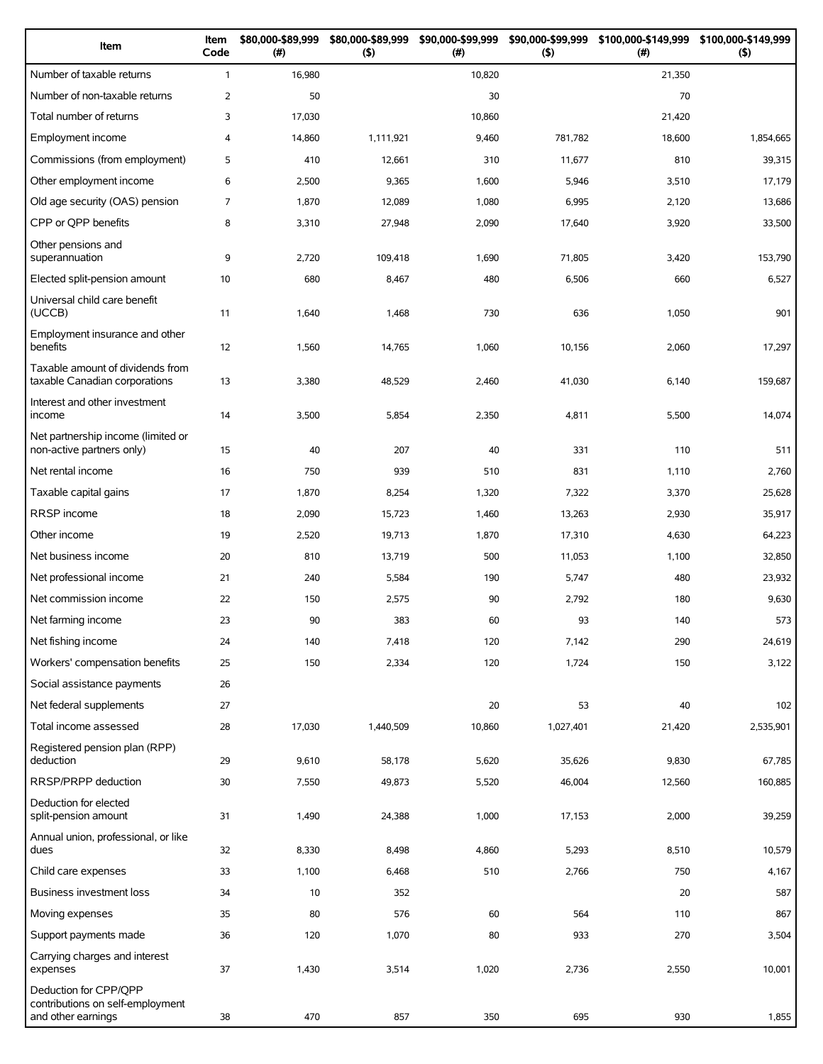| Item | Item Code | $80,000-$89,999 (#) | $80,000-$89,999 ($) | $90,000-$99,999 (#) | $90,000-$99,999 ($) | $100,000-$149,999 (#) | $100,000-$149,999 ($) |
|---|---|---|---|---|---|---|---|
| Number of taxable returns | 1 | 16,980 | | 10,820 | | 21,350 | |
| Number of non-taxable returns | 2 | 50 | | 30 | | 70 | |
| Total number of returns | 3 | 17,030 | | 10,860 | | 21,420 | |
| Employment income | 4 | 14,860 | 1,111,921 | 9,460 | 781,782 | 18,600 | 1,854,665 |
| Commissions (from employment) | 5 | 410 | 12,661 | 310 | 11,677 | 810 | 39,315 |
| Other employment income | 6 | 2,500 | 9,365 | 1,600 | 5,946 | 3,510 | 17,179 |
| Old age security (OAS) pension | 7 | 1,870 | 12,089 | 1,080 | 6,995 | 2,120 | 13,686 |
| CPP or QPP benefits | 8 | 3,310 | 27,948 | 2,090 | 17,640 | 3,920 | 33,500 |
| Other pensions and superannuation | 9 | 2,720 | 109,418 | 1,690 | 71,805 | 3,420 | 153,790 |
| Elected split-pension amount | 10 | 680 | 8,467 | 480 | 6,506 | 660 | 6,527 |
| Universal child care benefit (UCCB) | 11 | 1,640 | 1,468 | 730 | 636 | 1,050 | 901 |
| Employment insurance and other benefits | 12 | 1,560 | 14,765 | 1,060 | 10,156 | 2,060 | 17,297 |
| Taxable amount of dividends from taxable Canadian corporations | 13 | 3,380 | 48,529 | 2,460 | 41,030 | 6,140 | 159,687 |
| Interest and other investment income | 14 | 3,500 | 5,854 | 2,350 | 4,811 | 5,500 | 14,074 |
| Net partnership income (limited or non-active partners only) | 15 | 40 | 207 | 40 | 331 | 110 | 511 |
| Net rental income | 16 | 750 | 939 | 510 | 831 | 1,110 | 2,760 |
| Taxable capital gains | 17 | 1,870 | 8,254 | 1,320 | 7,322 | 3,370 | 25,628 |
| RRSP income | 18 | 2,090 | 15,723 | 1,460 | 13,263 | 2,930 | 35,917 |
| Other income | 19 | 2,520 | 19,713 | 1,870 | 17,310 | 4,630 | 64,223 |
| Net business income | 20 | 810 | 13,719 | 500 | 11,053 | 1,100 | 32,850 |
| Net professional income | 21 | 240 | 5,584 | 190 | 5,747 | 480 | 23,932 |
| Net commission income | 22 | 150 | 2,575 | 90 | 2,792 | 180 | 9,630 |
| Net farming income | 23 | 90 | 383 | 60 | 93 | 140 | 573 |
| Net fishing income | 24 | 140 | 7,418 | 120 | 7,142 | 290 | 24,619 |
| Workers' compensation benefits | 25 | 150 | 2,334 | 120 | 1,724 | 150 | 3,122 |
| Social assistance payments | 26 | | | | | | |
| Net federal supplements | 27 | | | 20 | 53 | 40 | 102 |
| Total income assessed | 28 | 17,030 | 1,440,509 | 10,860 | 1,027,401 | 21,420 | 2,535,901 |
| Registered pension plan (RPP) deduction | 29 | 9,610 | 58,178 | 5,620 | 35,626 | 9,830 | 67,785 |
| RRSP/PRPP deduction | 30 | 7,550 | 49,873 | 5,520 | 46,004 | 12,560 | 160,885 |
| Deduction for elected split-pension amount | 31 | 1,490 | 24,388 | 1,000 | 17,153 | 2,000 | 39,259 |
| Annual union, professional, or like dues | 32 | 8,330 | 8,498 | 4,860 | 5,293 | 8,510 | 10,579 |
| Child care expenses | 33 | 1,100 | 6,468 | 510 | 2,766 | 750 | 4,167 |
| Business investment loss | 34 | 10 | 352 | | | 20 | 587 |
| Moving expenses | 35 | 80 | 576 | 60 | 564 | 110 | 867 |
| Support payments made | 36 | 120 | 1,070 | 80 | 933 | 270 | 3,504 |
| Carrying charges and interest expenses | 37 | 1,430 | 3,514 | 1,020 | 2,736 | 2,550 | 10,001 |
| Deduction for CPP/QPP contributions on self-employment and other earnings | 38 | 470 | 857 | 350 | 695 | 930 | 1,855 |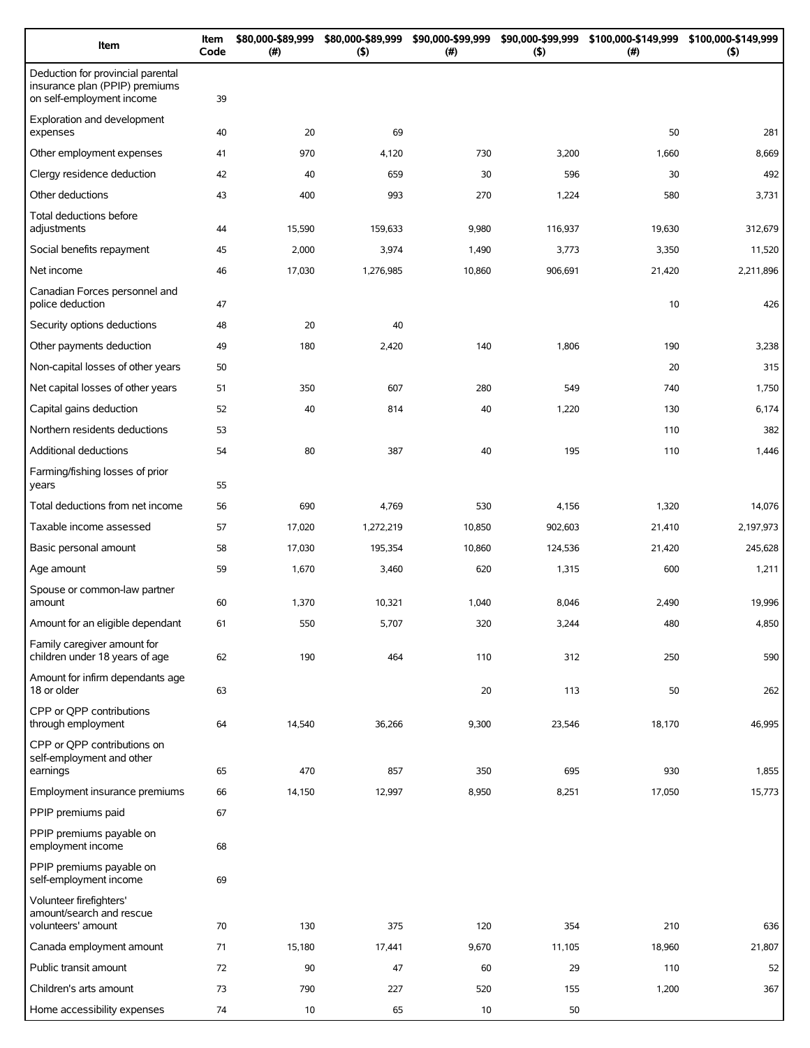| Item | Item Code | $80,000-$89,999 (#) | $80,000-$89,999 ($) | $90,000-$99,999 (#) | $90,000-$99,999 ($) | $100,000-$149,999 (#) | $100,000-$149,999 ($) |
|---|---|---|---|---|---|---|---|
| Deduction for provincial parental insurance plan (PPIP) premiums on self-employment income | 39 | | | | | | |
| Exploration and development expenses | 40 | 20 | 69 | | | 50 | 281 |
| Other employment expenses | 41 | 970 | 4,120 | 730 | 3,200 | 1,660 | 8,669 |
| Clergy residence deduction | 42 | 40 | 659 | 30 | 596 | 30 | 492 |
| Other deductions | 43 | 400 | 993 | 270 | 1,224 | 580 | 3,731 |
| Total deductions before adjustments | 44 | 15,590 | 159,633 | 9,980 | 116,937 | 19,630 | 312,679 |
| Social benefits repayment | 45 | 2,000 | 3,974 | 1,490 | 3,773 | 3,350 | 11,520 |
| Net income | 46 | 17,030 | 1,276,985 | 10,860 | 906,691 | 21,420 | 2,211,896 |
| Canadian Forces personnel and police deduction | 47 | | | | | 10 | 426 |
| Security options deductions | 48 | 20 | 40 | | | | |
| Other payments deduction | 49 | 180 | 2,420 | 140 | 1,806 | 190 | 3,238 |
| Non-capital losses of other years | 50 | | | | | 20 | 315 |
| Net capital losses of other years | 51 | 350 | 607 | 280 | 549 | 740 | 1,750 |
| Capital gains deduction | 52 | 40 | 814 | 40 | 1,220 | 130 | 6,174 |
| Northern residents deductions | 53 | | | | | 110 | 382 |
| Additional deductions | 54 | 80 | 387 | 40 | 195 | 110 | 1,446 |
| Farming/fishing losses of prior years | 55 | | | | | | |
| Total deductions from net income | 56 | 690 | 4,769 | 530 | 4,156 | 1,320 | 14,076 |
| Taxable income assessed | 57 | 17,020 | 1,272,219 | 10,850 | 902,603 | 21,410 | 2,197,973 |
| Basic personal amount | 58 | 17,030 | 195,354 | 10,860 | 124,536 | 21,420 | 245,628 |
| Age amount | 59 | 1,670 | 3,460 | 620 | 1,315 | 600 | 1,211 |
| Spouse or common-law partner amount | 60 | 1,370 | 10,321 | 1,040 | 8,046 | 2,490 | 19,996 |
| Amount for an eligible dependant | 61 | 550 | 5,707 | 320 | 3,244 | 480 | 4,850 |
| Family caregiver amount for children under 18 years of age | 62 | 190 | 464 | 110 | 312 | 250 | 590 |
| Amount for infirm dependants age 18 or older | 63 | | | 20 | 113 | 50 | 262 |
| CPP or QPP contributions through employment | 64 | 14,540 | 36,266 | 9,300 | 23,546 | 18,170 | 46,995 |
| CPP or QPP contributions on self-employment and other earnings | 65 | 470 | 857 | 350 | 695 | 930 | 1,855 |
| Employment insurance premiums | 66 | 14,150 | 12,997 | 8,950 | 8,251 | 17,050 | 15,773 |
| PPIP premiums paid | 67 | | | | | | |
| PPIP premiums payable on employment income | 68 | | | | | | |
| PPIP premiums payable on self-employment income | 69 | | | | | | |
| Volunteer firefighters' amount/search and rescue volunteers' amount | 70 | 130 | 375 | 120 | 354 | 210 | 636 |
| Canada employment amount | 71 | 15,180 | 17,441 | 9,670 | 11,105 | 18,960 | 21,807 |
| Public transit amount | 72 | 90 | 47 | 60 | 29 | 110 | 52 |
| Children's arts amount | 73 | 790 | 227 | 520 | 155 | 1,200 | 367 |
| Home accessibility expenses | 74 | 10 | 65 | 10 | 50 | | |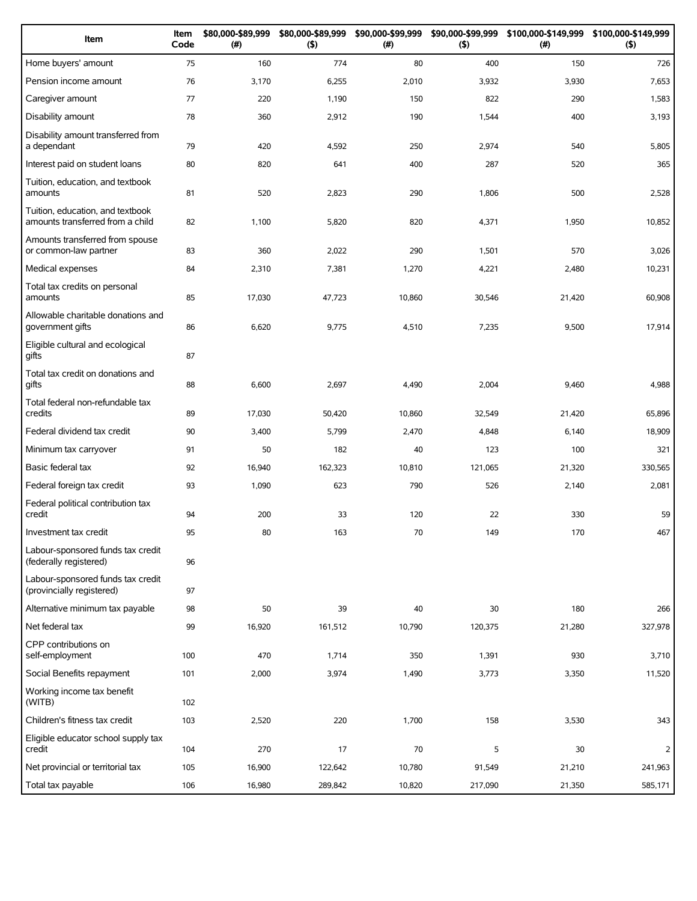| Item | Item Code | $80,000-$89,999 (#) | $80,000-$89,999 ($) | $90,000-$99,999 (#) | $90,000-$99,999 ($) | $100,000-$149,999 (#) | $100,000-$149,999 ($) |
|---|---|---|---|---|---|---|---|
| Home buyers' amount | 75 | 160 | 774 | 80 | 400 | 150 | 726 |
| Pension income amount | 76 | 3,170 | 6,255 | 2,010 | 3,932 | 3,930 | 7,653 |
| Caregiver amount | 77 | 220 | 1,190 | 150 | 822 | 290 | 1,583 |
| Disability amount | 78 | 360 | 2,912 | 190 | 1,544 | 400 | 3,193 |
| Disability amount transferred from a dependant | 79 | 420 | 4,592 | 250 | 2,974 | 540 | 5,805 |
| Interest paid on student loans | 80 | 820 | 641 | 400 | 287 | 520 | 365 |
| Tuition, education, and textbook amounts | 81 | 520 | 2,823 | 290 | 1,806 | 500 | 2,528 |
| Tuition, education, and textbook amounts transferred from a child | 82 | 1,100 | 5,820 | 820 | 4,371 | 1,950 | 10,852 |
| Amounts transferred from spouse or common-law partner | 83 | 360 | 2,022 | 290 | 1,501 | 570 | 3,026 |
| Medical expenses | 84 | 2,310 | 7,381 | 1,270 | 4,221 | 2,480 | 10,231 |
| Total tax credits on personal amounts | 85 | 17,030 | 47,723 | 10,860 | 30,546 | 21,420 | 60,908 |
| Allowable charitable donations and government gifts | 86 | 6,620 | 9,775 | 4,510 | 7,235 | 9,500 | 17,914 |
| Eligible cultural and ecological gifts | 87 | | | | | | |
| Total tax credit on donations and gifts | 88 | 6,600 | 2,697 | 4,490 | 2,004 | 9,460 | 4,988 |
| Total federal non-refundable tax credits | 89 | 17,030 | 50,420 | 10,860 | 32,549 | 21,420 | 65,896 |
| Federal dividend tax credit | 90 | 3,400 | 5,799 | 2,470 | 4,848 | 6,140 | 18,909 |
| Minimum tax carryover | 91 | 50 | 182 | 40 | 123 | 100 | 321 |
| Basic federal tax | 92 | 16,940 | 162,323 | 10,810 | 121,065 | 21,320 | 330,565 |
| Federal foreign tax credit | 93 | 1,090 | 623 | 790 | 526 | 2,140 | 2,081 |
| Federal political contribution tax credit | 94 | 200 | 33 | 120 | 22 | 330 | 59 |
| Investment tax credit | 95 | 80 | 163 | 70 | 149 | 170 | 467 |
| Labour-sponsored funds tax credit (federally registered) | 96 | | | | | | |
| Labour-sponsored funds tax credit (provincially registered) | 97 | | | | | | |
| Alternative minimum tax payable | 98 | 50 | 39 | 40 | 30 | 180 | 266 |
| Net federal tax | 99 | 16,920 | 161,512 | 10,790 | 120,375 | 21,280 | 327,978 |
| CPP contributions on self-employment | 100 | 470 | 1,714 | 350 | 1,391 | 930 | 3,710 |
| Social Benefits repayment | 101 | 2,000 | 3,974 | 1,490 | 3,773 | 3,350 | 11,520 |
| Working income tax benefit (WITB) | 102 | | | | | | |
| Children's fitness tax credit | 103 | 2,520 | 220 | 1,700 | 158 | 3,530 | 343 |
| Eligible educator school supply tax credit | 104 | 270 | 17 | 70 | 5 | 30 | 2 |
| Net provincial or territorial tax | 105 | 16,900 | 122,642 | 10,780 | 91,549 | 21,210 | 241,963 |
| Total tax payable | 106 | 16,980 | 289,842 | 10,820 | 217,090 | 21,350 | 585,171 |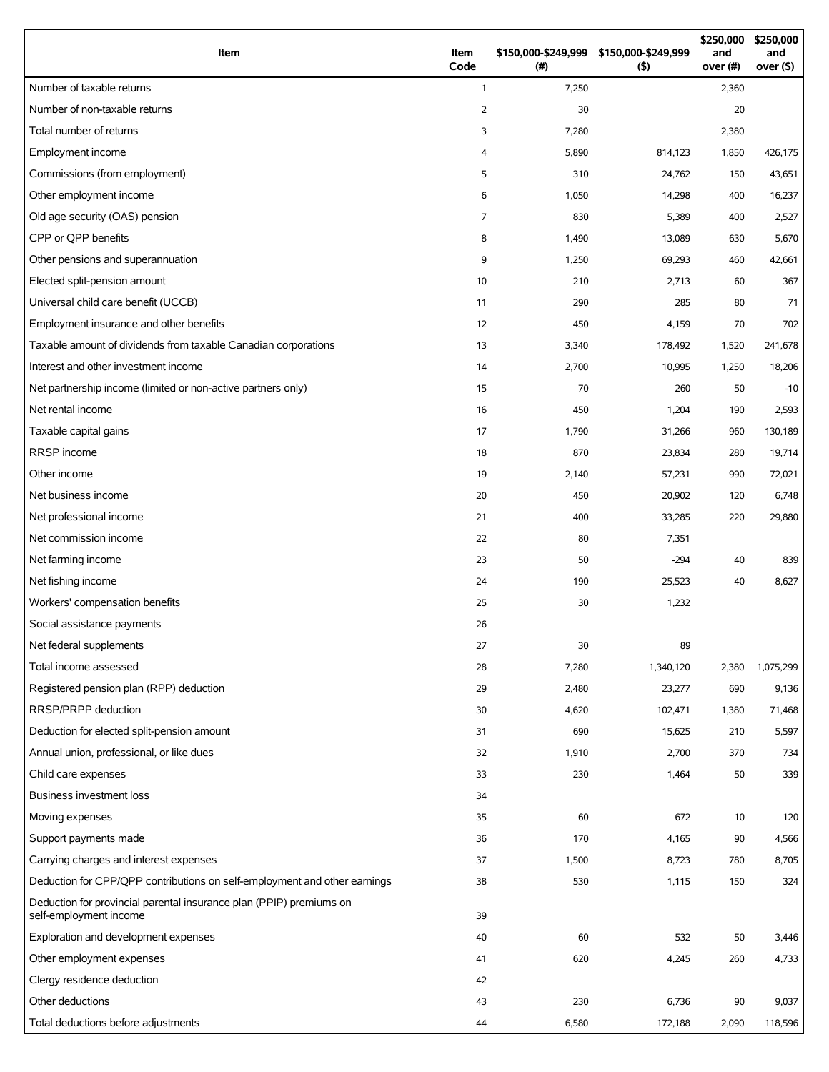| Item | Item Code | $150,000-$249,999 (#) | $150,000-$249,999 ($) | $250,000 and over (#) | $250,000 and over ($) |
|---|---|---|---|---|---|
| Number of taxable returns | 1 | 7,250 | | 2,360 | |
| Number of non-taxable returns | 2 | 30 | | 20 | |
| Total number of returns | 3 | 7,280 | | 2,380 | |
| Employment income | 4 | 5,890 | 814,123 | 1,850 | 426,175 |
| Commissions (from employment) | 5 | 310 | 24,762 | 150 | 43,651 |
| Other employment income | 6 | 1,050 | 14,298 | 400 | 16,237 |
| Old age security (OAS) pension | 7 | 830 | 5,389 | 400 | 2,527 |
| CPP or QPP benefits | 8 | 1,490 | 13,089 | 630 | 5,670 |
| Other pensions and superannuation | 9 | 1,250 | 69,293 | 460 | 42,661 |
| Elected split-pension amount | 10 | 210 | 2,713 | 60 | 367 |
| Universal child care benefit (UCCB) | 11 | 290 | 285 | 80 | 71 |
| Employment insurance and other benefits | 12 | 450 | 4,159 | 70 | 702 |
| Taxable amount of dividends from taxable Canadian corporations | 13 | 3,340 | 178,492 | 1,520 | 241,678 |
| Interest and other investment income | 14 | 2,700 | 10,995 | 1,250 | 18,206 |
| Net partnership income (limited or non-active partners only) | 15 | 70 | 260 | 50 | -10 |
| Net rental income | 16 | 450 | 1,204 | 190 | 2,593 |
| Taxable capital gains | 17 | 1,790 | 31,266 | 960 | 130,189 |
| RRSP income | 18 | 870 | 23,834 | 280 | 19,714 |
| Other income | 19 | 2,140 | 57,231 | 990 | 72,021 |
| Net business income | 20 | 450 | 20,902 | 120 | 6,748 |
| Net professional income | 21 | 400 | 33,285 | 220 | 29,880 |
| Net commission income | 22 | 80 | 7,351 | | |
| Net farming income | 23 | 50 | -294 | 40 | 839 |
| Net fishing income | 24 | 190 | 25,523 | 40 | 8,627 |
| Workers' compensation benefits | 25 | 30 | 1,232 | | |
| Social assistance payments | 26 | | | | |
| Net federal supplements | 27 | 30 | 89 | | |
| Total income assessed | 28 | 7,280 | 1,340,120 | 2,380 | 1,075,299 |
| Registered pension plan (RPP) deduction | 29 | 2,480 | 23,277 | 690 | 9,136 |
| RRSP/PRPP deduction | 30 | 4,620 | 102,471 | 1,380 | 71,468 |
| Deduction for elected split-pension amount | 31 | 690 | 15,625 | 210 | 5,597 |
| Annual union, professional, or like dues | 32 | 1,910 | 2,700 | 370 | 734 |
| Child care expenses | 33 | 230 | 1,464 | 50 | 339 |
| Business investment loss | 34 | | | | |
| Moving expenses | 35 | 60 | 672 | 10 | 120 |
| Support payments made | 36 | 170 | 4,165 | 90 | 4,566 |
| Carrying charges and interest expenses | 37 | 1,500 | 8,723 | 780 | 8,705 |
| Deduction for CPP/QPP contributions on self-employment and other earnings | 38 | 530 | 1,115 | 150 | 324 |
| Deduction for provincial parental insurance plan (PPIP) premiums on self-employment income | 39 | | | | |
| Exploration and development expenses | 40 | 60 | 532 | 50 | 3,446 |
| Other employment expenses | 41 | 620 | 4,245 | 260 | 4,733 |
| Clergy residence deduction | 42 | | | | |
| Other deductions | 43 | 230 | 6,736 | 90 | 9,037 |
| Total deductions before adjustments | 44 | 6,580 | 172,188 | 2,090 | 118,596 |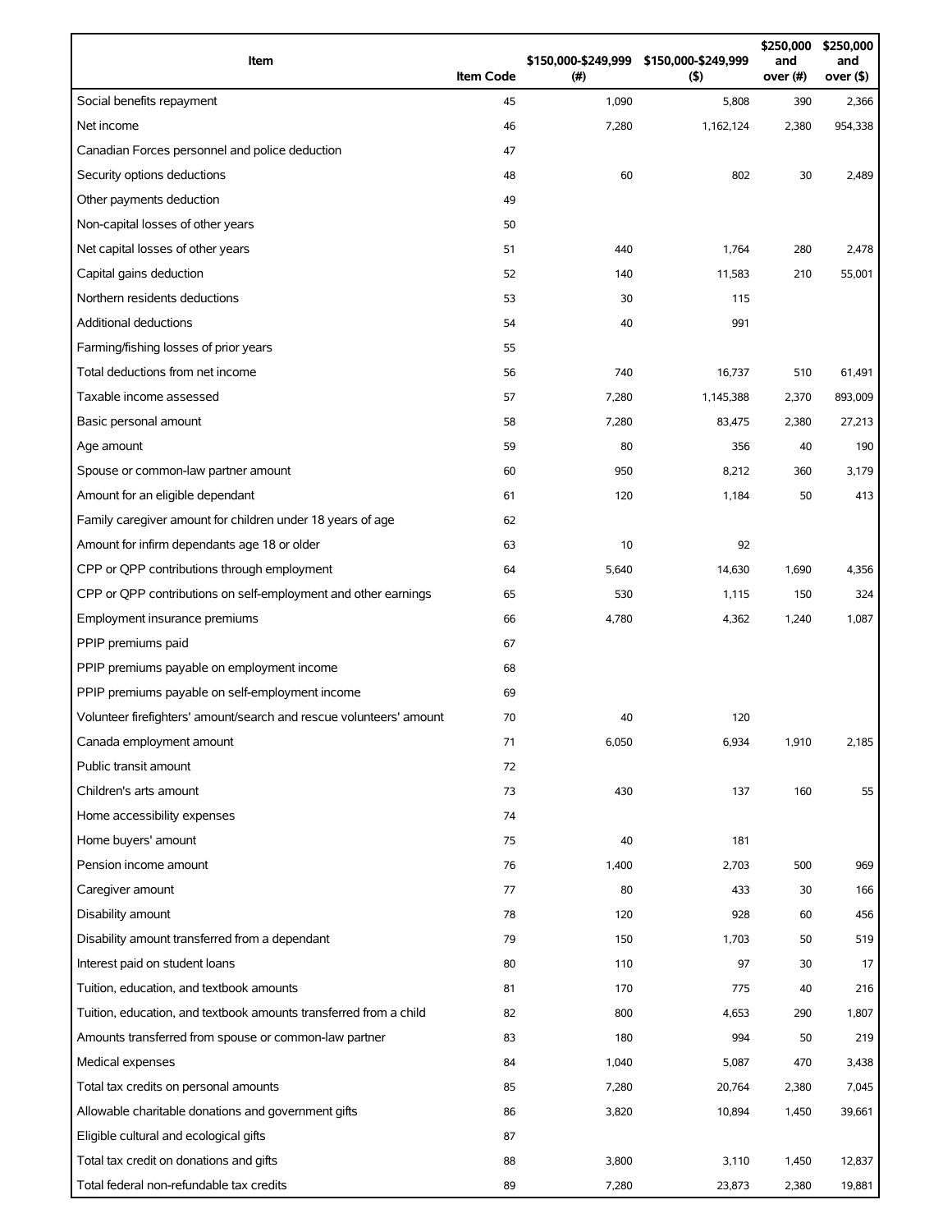| Item | Item Code | $150,000-$249,999 (#) | $150,000-$249,999 ($) | $250,000 and over (#) | $250,000 and over ($) |
|---|---|---|---|---|---|
| Social benefits repayment | 45 | 1,090 | 5,808 | 390 | 2,366 |
| Net income | 46 | 7,280 | 1,162,124 | 2,380 | 954,338 |
| Canadian Forces personnel and police deduction | 47 | | | | |
| Security options deductions | 48 | 60 | 802 | 30 | 2,489 |
| Other payments deduction | 49 | | | | |
| Non-capital losses of other years | 50 | | | | |
| Net capital losses of other years | 51 | 440 | 1,764 | 280 | 2,478 |
| Capital gains deduction | 52 | 140 | 11,583 | 210 | 55,001 |
| Northern residents deductions | 53 | 30 | 115 | | |
| Additional deductions | 54 | 40 | 991 | | |
| Farming/fishing losses of prior years | 55 | | | | |
| Total deductions from net income | 56 | 740 | 16,737 | 510 | 61,491 |
| Taxable income assessed | 57 | 7,280 | 1,145,388 | 2,370 | 893,009 |
| Basic personal amount | 58 | 7,280 | 83,475 | 2,380 | 27,213 |
| Age amount | 59 | 80 | 356 | 40 | 190 |
| Spouse or common-law partner amount | 60 | 950 | 8,212 | 360 | 3,179 |
| Amount for an eligible dependant | 61 | 120 | 1,184 | 50 | 413 |
| Family caregiver amount for children under 18 years of age | 62 | | | | |
| Amount for infirm dependants age 18 or older | 63 | 10 | 92 | | |
| CPP or QPP contributions through employment | 64 | 5,640 | 14,630 | 1,690 | 4,356 |
| CPP or QPP contributions on self-employment and other earnings | 65 | 530 | 1,115 | 150 | 324 |
| Employment insurance premiums | 66 | 4,780 | 4,362 | 1,240 | 1,087 |
| PPIP premiums paid | 67 | | | | |
| PPIP premiums payable on employment income | 68 | | | | |
| PPIP premiums payable on self-employment income | 69 | | | | |
| Volunteer firefighters' amount/search and rescue volunteers' amount | 70 | 40 | 120 | | |
| Canada employment amount | 71 | 6,050 | 6,934 | 1,910 | 2,185 |
| Public transit amount | 72 | | | | |
| Children's arts amount | 73 | 430 | 137 | 160 | 55 |
| Home accessibility expenses | 74 | | | | |
| Home buyers' amount | 75 | 40 | 181 | | |
| Pension income amount | 76 | 1,400 | 2,703 | 500 | 969 |
| Caregiver amount | 77 | 80 | 433 | 30 | 166 |
| Disability amount | 78 | 120 | 928 | 60 | 456 |
| Disability amount transferred from a dependant | 79 | 150 | 1,703 | 50 | 519 |
| Interest paid on student loans | 80 | 110 | 97 | 30 | 17 |
| Tuition, education, and textbook amounts | 81 | 170 | 775 | 40 | 216 |
| Tuition, education, and textbook amounts transferred from a child | 82 | 800 | 4,653 | 290 | 1,807 |
| Amounts transferred from spouse or common-law partner | 83 | 180 | 994 | 50 | 219 |
| Medical expenses | 84 | 1,040 | 5,087 | 470 | 3,438 |
| Total tax credits on personal amounts | 85 | 7,280 | 20,764 | 2,380 | 7,045 |
| Allowable charitable donations and government gifts | 86 | 3,820 | 10,894 | 1,450 | 39,661 |
| Eligible cultural and ecological gifts | 87 | | | | |
| Total tax credit on donations and gifts | 88 | 3,800 | 3,110 | 1,450 | 12,837 |
| Total federal non-refundable tax credits | 89 | 7,280 | 23,873 | 2,380 | 19,881 |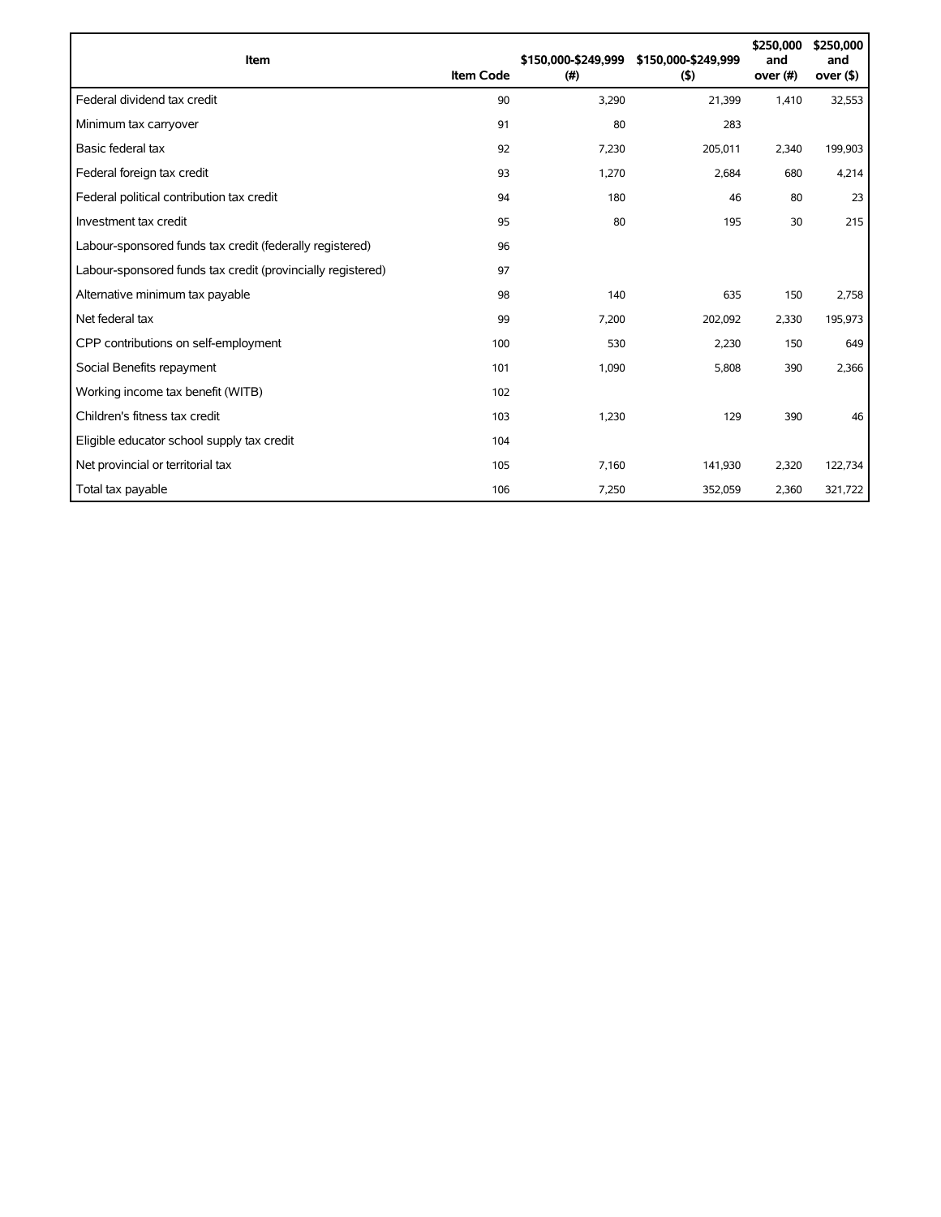| Item | Item Code | $150,000-$249,999 (#) | $150,000-$249,999 ($) | $250,000 and over (#) | $250,000 and over ($) |
|---|---|---|---|---|---|
| Federal dividend tax credit | 90 | 3,290 | 21,399 | 1,410 | 32,553 |
| Minimum tax carryover | 91 | 80 | 283 | | |
| Basic federal tax | 92 | 7,230 | 205,011 | 2,340 | 199,903 |
| Federal foreign tax credit | 93 | 1,270 | 2,684 | 680 | 4,214 |
| Federal political contribution tax credit | 94 | 180 | 46 | 80 | 23 |
| Investment tax credit | 95 | 80 | 195 | 30 | 215 |
| Labour-sponsored funds tax credit (federally registered) | 96 | | | | |
| Labour-sponsored funds tax credit (provincially registered) | 97 | | | | |
| Alternative minimum tax payable | 98 | 140 | 635 | 150 | 2,758 |
| Net federal tax | 99 | 7,200 | 202,092 | 2,330 | 195,973 |
| CPP contributions on self-employment | 100 | 530 | 2,230 | 150 | 649 |
| Social Benefits repayment | 101 | 1,090 | 5,808 | 390 | 2,366 |
| Working income tax benefit (WITB) | 102 | | | | |
| Children's fitness tax credit | 103 | 1,230 | 129 | 390 | 46 |
| Eligible educator school supply tax credit | 104 | | | | |
| Net provincial or territorial tax | 105 | 7,160 | 141,930 | 2,320 | 122,734 |
| Total tax payable | 106 | 7,250 | 352,059 | 2,360 | 321,722 |